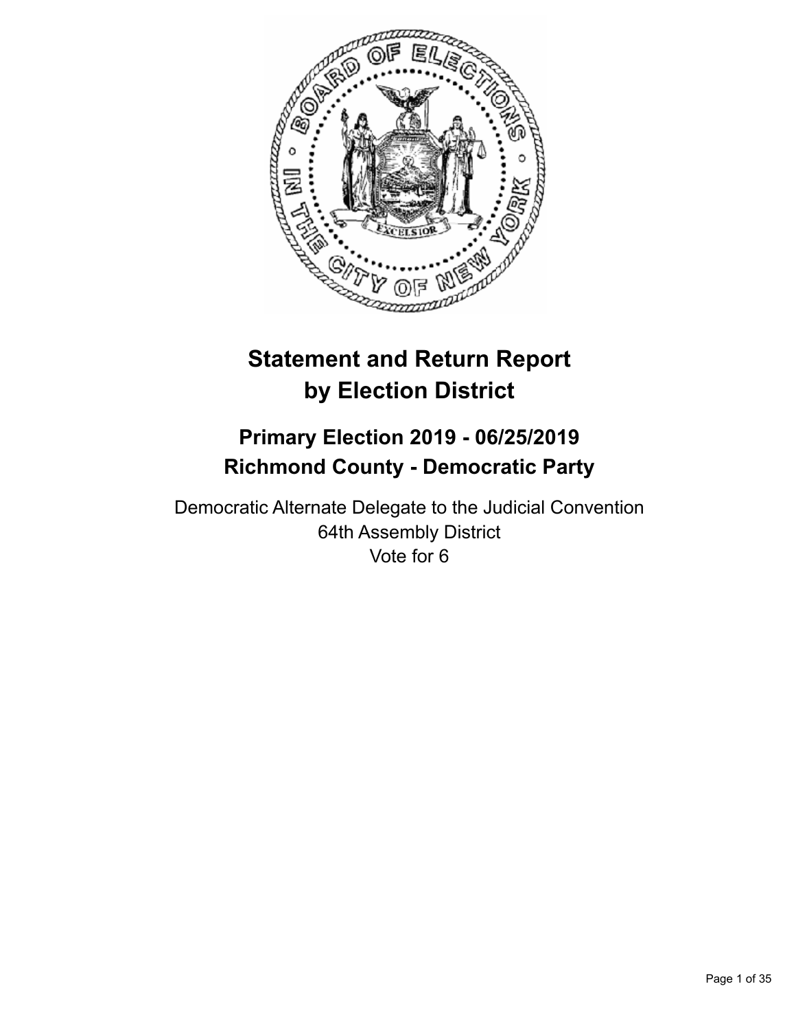# Statement and Return Report by Election District

## Primary Election 2019 - 06/25/2019
## Richmond County - Democratic Party

Democratic Alternate Delegate to the Judicial Convention
64th Assembly District
Vote for 6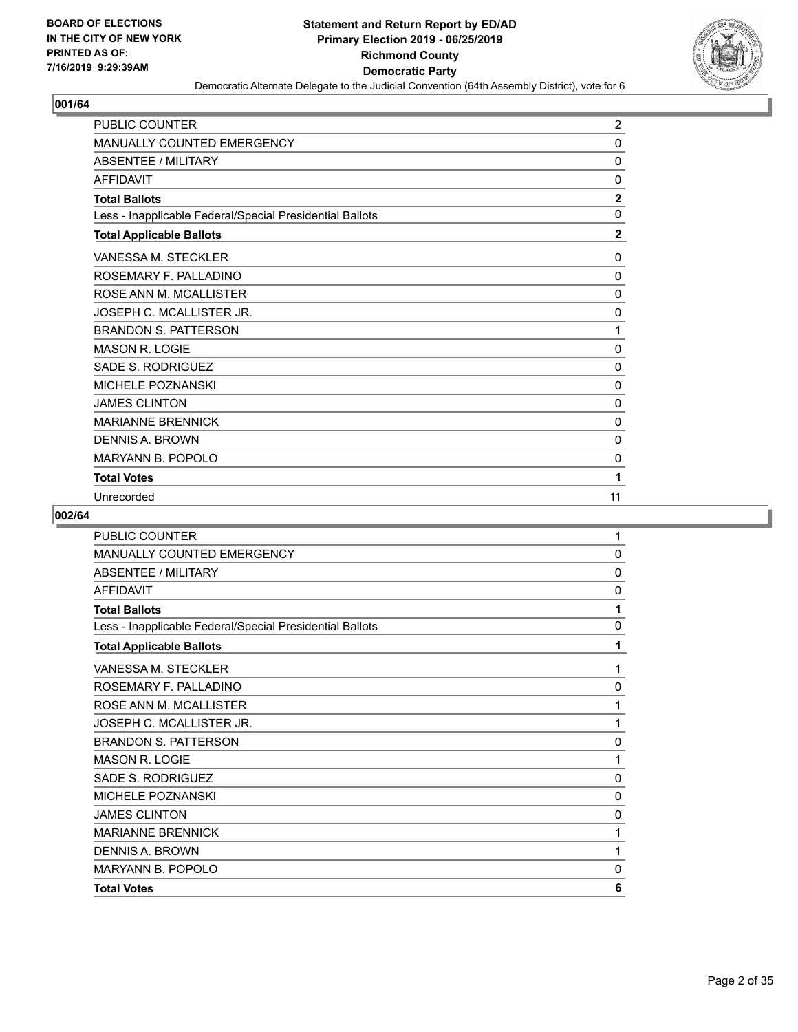**BOARD OF ELECTIONS IN THE CITY OF NEW YORK PRINTED AS OF: 7/16/2019 9:29:39AM**

**Statement and Return Report by ED/AD**
**Primary Election 2019 - 06/25/2019**
**Richmond County**
**Democratic Party**
Democratic Alternate Delegate to the Judicial Convention (64th Assembly District), vote for 6

## 001/64

| | |
|---|---|
| PUBLIC COUNTER | 2 |
| MANUALLY COUNTED EMERGENCY | 0 |
| ABSENTEE / MILITARY | 0 |
| AFFIDAVIT | 0 |
| **Total Ballots** | **2** |
| Less - Inapplicable Federal/Special Presidential Ballots | 0 |
| **Total Applicable Ballots** | **2** |
| VANESSA M. STECKLER | 0 |
| ROSEMARY F. PALLADINO | 0 |
| ROSE ANN M. MCALLISTER | 0 |
| JOSEPH C. MCALLISTER JR. | 0 |
| BRANDON S. PATTERSON | 1 |
| MASON R. LOGIE | 0 |
| SADE S. RODRIGUEZ | 0 |
| MICHELE POZNANSKI | 0 |
| JAMES CLINTON | 0 |
| MARIANNE BRENNICK | 0 |
| DENNIS A. BROWN | 0 |
| MARYANN B. POPOLO | 0 |
| **Total Votes** | **1** |
| Unrecorded | 11 |

## 002/64

| | |
|---|---|
| PUBLIC COUNTER | 1 |
| MANUALLY COUNTED EMERGENCY | 0 |
| ABSENTEE / MILITARY | 0 |
| AFFIDAVIT | 0 |
| **Total Ballots** | **1** |
| Less - Inapplicable Federal/Special Presidential Ballots | 0 |
| **Total Applicable Ballots** | **1** |
| VANESSA M. STECKLER | 1 |
| ROSEMARY F. PALLADINO | 0 |
| ROSE ANN M. MCALLISTER | 1 |
| JOSEPH C. MCALLISTER JR. | 1 |
| BRANDON S. PATTERSON | 0 |
| MASON R. LOGIE | 1 |
| SADE S. RODRIGUEZ | 0 |
| MICHELE POZNANSKI | 0 |
| JAMES CLINTON | 0 |
| MARIANNE BRENNICK | 1 |
| DENNIS A. BROWN | 1 |
| MARYANN B. POPOLO | 0 |
| **Total Votes** | **6** |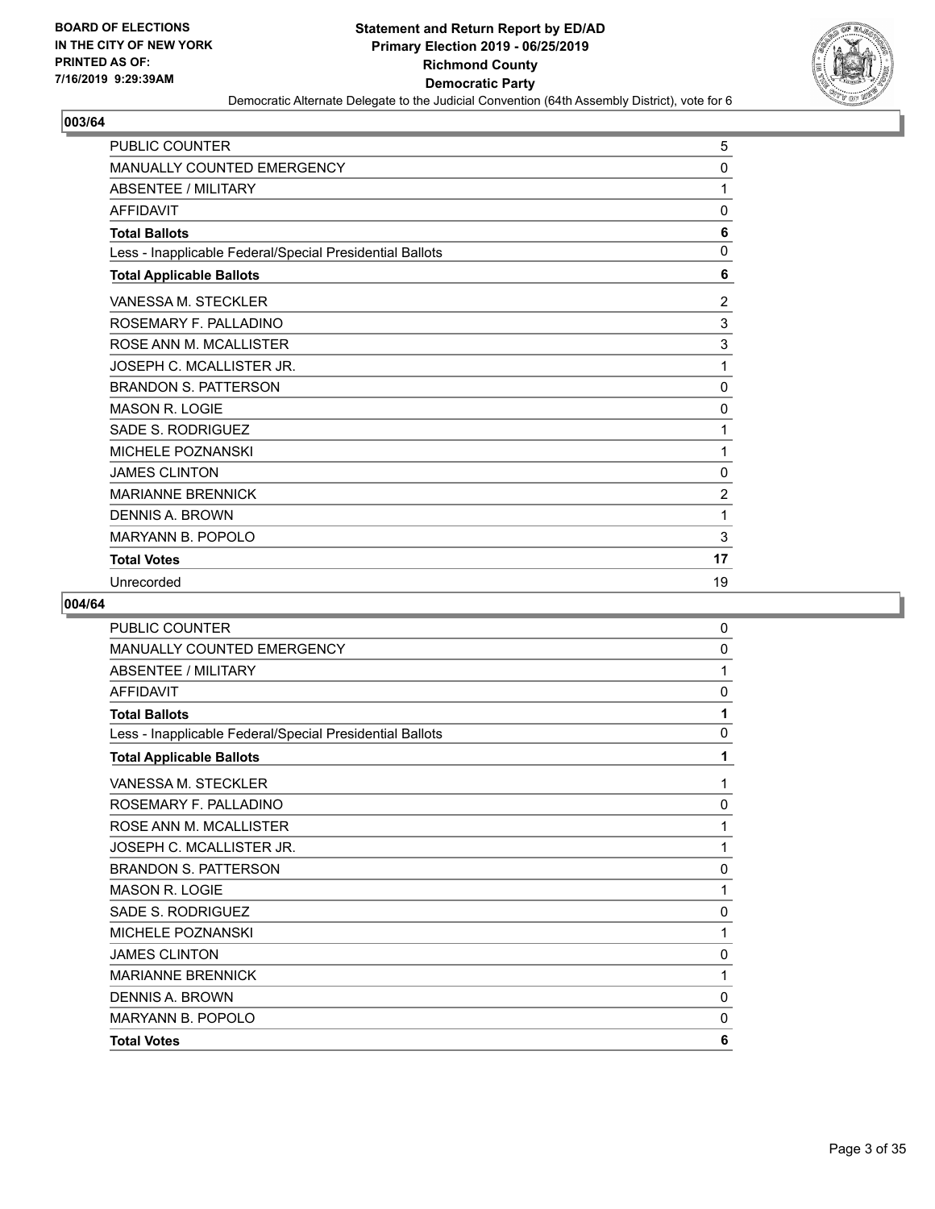BOARD OF ELECTIONS
IN THE CITY OF NEW YORK
PRINTED AS OF:
7/16/2019 9:29:39AM

**Statement and Return Report by ED/AD**
**Primary Election 2019 - 06/25/2019**
**Richmond County**
**Democratic Party**
Democratic Alternate Delegate to the Judicial Convention (64th Assembly District), vote for 6

## 003/64

| | |
|---|---|
| PUBLIC COUNTER | 5 |
| MANUALLY COUNTED EMERGENCY | 0 |
| ABSENTEE / MILITARY | 1 |
| AFFIDAVIT | 0 |
| **Total Ballots** | **6** |
| Less - Inapplicable Federal/Special Presidential Ballots | 0 |
| **Total Applicable Ballots** | **6** |
| VANESSA M. STECKLER | 2 |
| ROSEMARY F. PALLADINO | 3 |
| ROSE ANN M. MCALLISTER | 3 |
| JOSEPH C. MCALLISTER JR. | 1 |
| BRANDON S. PATTERSON | 0 |
| MASON R. LOGIE | 0 |
| SADE S. RODRIGUEZ | 1 |
| MICHELE POZNANSKI | 1 |
| JAMES CLINTON | 0 |
| MARIANNE BRENNICK | 2 |
| DENNIS A. BROWN | 1 |
| MARYANN B. POPOLO | 3 |
| **Total Votes** | **17** |
| Unrecorded | 19 |

## 004/64

| | |
|---|---|
| PUBLIC COUNTER | 0 |
| MANUALLY COUNTED EMERGENCY | 0 |
| ABSENTEE / MILITARY | 1 |
| AFFIDAVIT | 0 |
| **Total Ballots** | **1** |
| Less - Inapplicable Federal/Special Presidential Ballots | 0 |
| **Total Applicable Ballots** | **1** |
| VANESSA M. STECKLER | 1 |
| ROSEMARY F. PALLADINO | 0 |
| ROSE ANN M. MCALLISTER | 1 |
| JOSEPH C. MCALLISTER JR. | 1 |
| BRANDON S. PATTERSON | 0 |
| MASON R. LOGIE | 1 |
| SADE S. RODRIGUEZ | 0 |
| MICHELE POZNANSKI | 1 |
| JAMES CLINTON | 0 |
| MARIANNE BRENNICK | 1 |
| DENNIS A. BROWN | 0 |
| MARYANN B. POPOLO | 0 |
| **Total Votes** | **6** |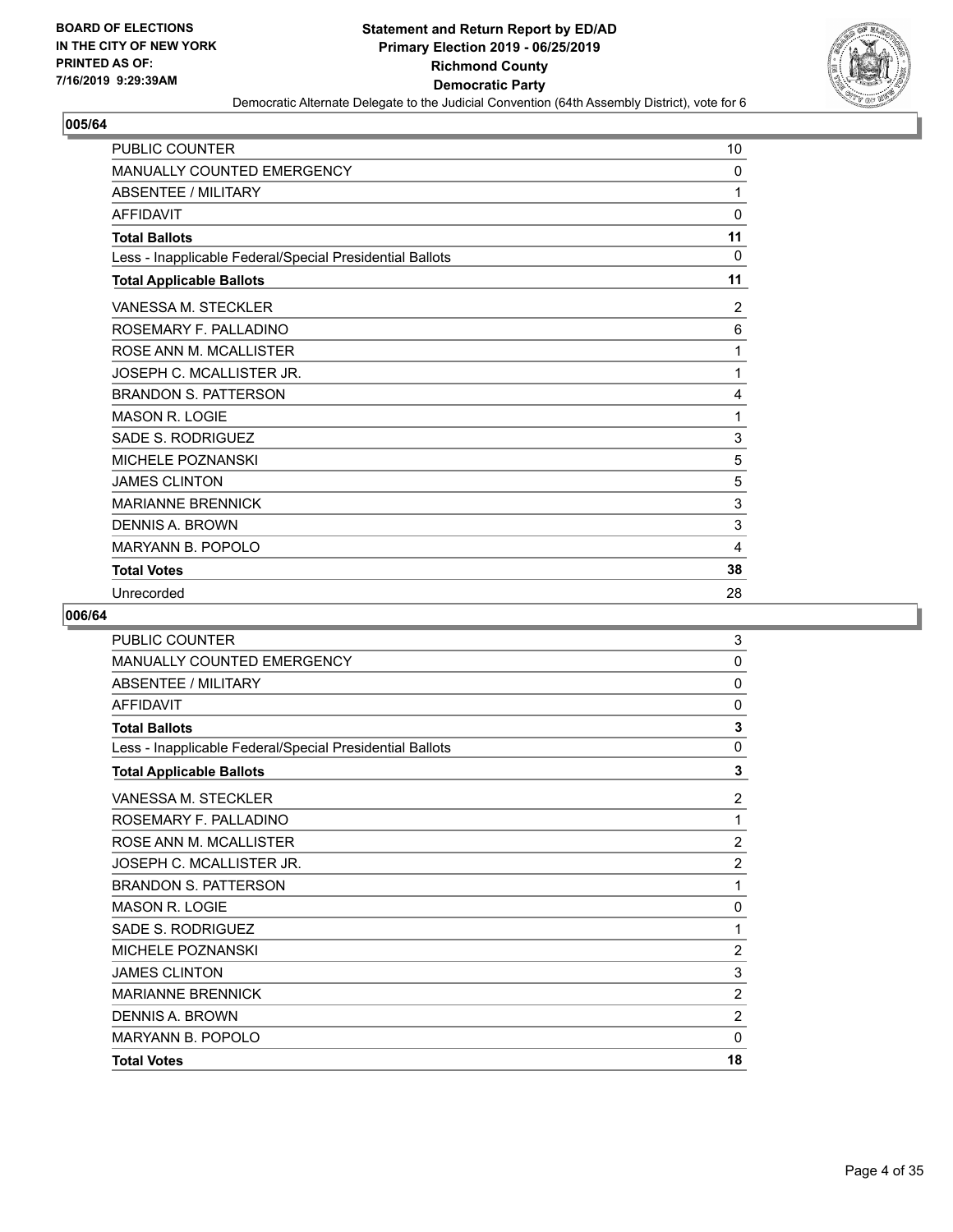**BOARD OF ELECTIONS IN THE CITY OF NEW YORK PRINTED AS OF: 7/16/2019 9:29:39AM**

**Statement and Return Report by ED/AD Primary Election 2019 - 06/25/2019 Richmond County Democratic Party**

Democratic Alternate Delegate to the Judicial Convention (64th Assembly District), vote for 6

## 005/64

| | |
|---|---|
| PUBLIC COUNTER | 10 |
| MANUALLY COUNTED EMERGENCY | 0 |
| ABSENTEE / MILITARY | 1 |
| AFFIDAVIT | 0 |
| **Total Ballots** | **11** |
| Less - Inapplicable Federal/Special Presidential Ballots | 0 |
| **Total Applicable Ballots** | **11** |
| VANESSA M. STECKLER | 2 |
| ROSEMARY F. PALLADINO | 6 |
| ROSE ANN M. MCALLISTER | 1 |
| JOSEPH C. MCALLISTER JR. | 1 |
| BRANDON S. PATTERSON | 4 |
| MASON R. LOGIE | 1 |
| SADE S. RODRIGUEZ | 3 |
| MICHELE POZNANSKI | 5 |
| JAMES CLINTON | 5 |
| MARIANNE BRENNICK | 3 |
| DENNIS A. BROWN | 3 |
| MARYANN B. POPOLO | 4 |
| **Total Votes** | **38** |
| Unrecorded | 28 |

## 006/64

| | |
|---|---|
| PUBLIC COUNTER | 3 |
| MANUALLY COUNTED EMERGENCY | 0 |
| ABSENTEE / MILITARY | 0 |
| AFFIDAVIT | 0 |
| **Total Ballots** | **3** |
| Less - Inapplicable Federal/Special Presidential Ballots | 0 |
| **Total Applicable Ballots** | **3** |
| VANESSA M. STECKLER | 2 |
| ROSEMARY F. PALLADINO | 1 |
| ROSE ANN M. MCALLISTER | 2 |
| JOSEPH C. MCALLISTER JR. | 2 |
| BRANDON S. PATTERSON | 1 |
| MASON R. LOGIE | 0 |
| SADE S. RODRIGUEZ | 1 |
| MICHELE POZNANSKI | 2 |
| JAMES CLINTON | 3 |
| MARIANNE BRENNICK | 2 |
| DENNIS A. BROWN | 2 |
| MARYANN B. POPOLO | 0 |
| **Total Votes** | **18** |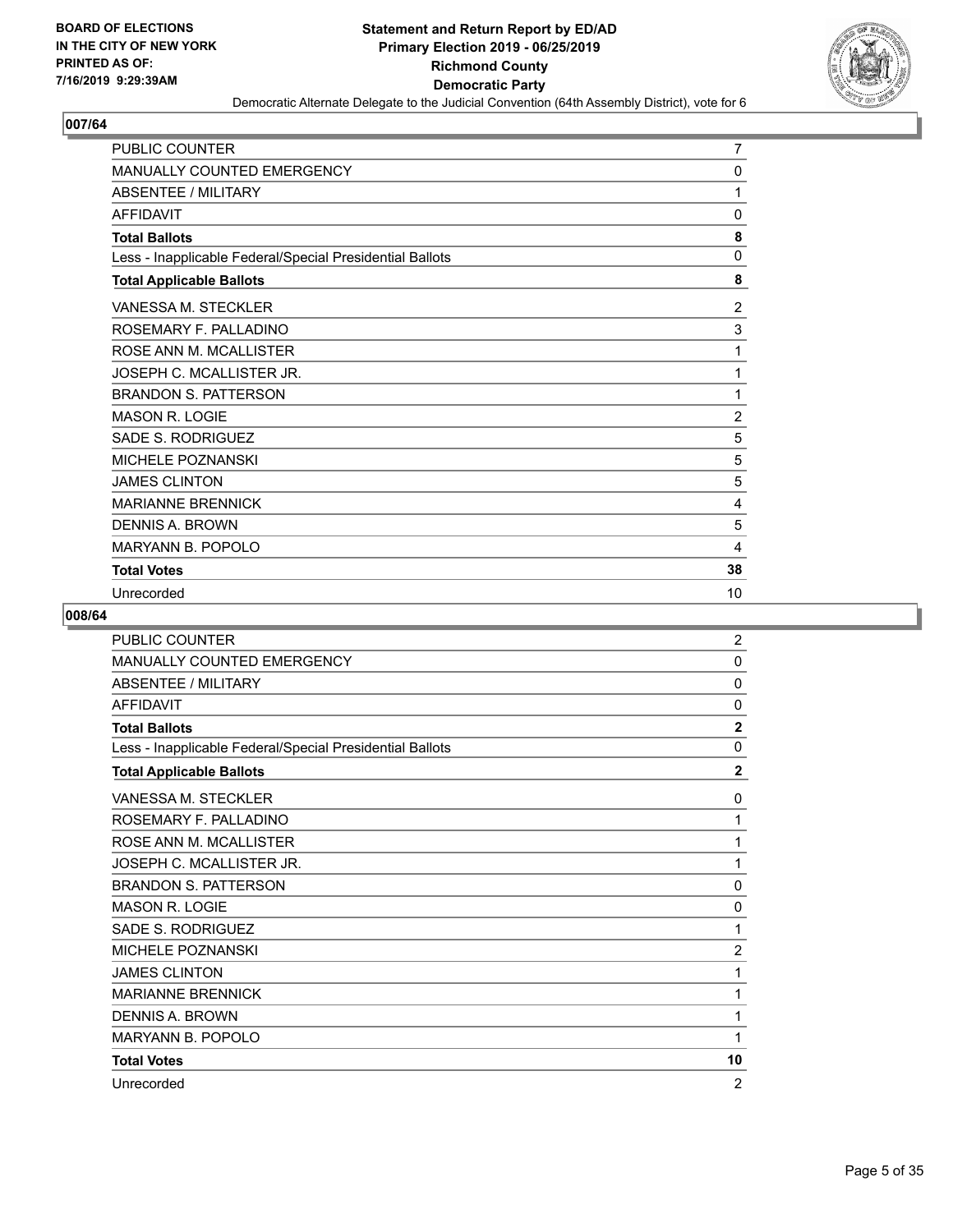**BOARD OF ELECTIONS IN THE CITY OF NEW YORK PRINTED AS OF: 7/16/2019 9:29:39AM**

# Statement and Return Report by ED/AD
## Primary Election 2019 - 06/25/2019
## Richmond County
## Democratic Party
### Democratic Alternate Delegate to the Judicial Convention (64th Assembly District), vote for 6

**007/64**

| | |
|---|---|
| PUBLIC COUNTER | 7 |
| MANUALLY COUNTED EMERGENCY | 0 |
| ABSENTEE / MILITARY | 1 |
| AFFIDAVIT | 0 |
| **Total Ballots** | **8** |
| Less - Inapplicable Federal/Special Presidential Ballots | 0 |
| **Total Applicable Ballots** | **8** |
| VANESSA M. STECKLER | 2 |
| ROSEMARY F. PALLADINO | 3 |
| ROSE ANN M. MCALLISTER | 1 |
| JOSEPH C. MCALLISTER JR. | 1 |
| BRANDON S. PATTERSON | 1 |
| MASON R. LOGIE | 2 |
| SADE S. RODRIGUEZ | 5 |
| MICHELE POZNANSKI | 5 |
| JAMES CLINTON | 5 |
| MARIANNE BRENNICK | 4 |
| DENNIS A. BROWN | 5 |
| MARYANN B. POPOLO | 4 |
| **Total Votes** | **38** |
| Unrecorded | 10 |

**008/64**

| | |
|---|---|
| PUBLIC COUNTER | 2 |
| MANUALLY COUNTED EMERGENCY | 0 |
| ABSENTEE / MILITARY | 0 |
| AFFIDAVIT | 0 |
| **Total Ballots** | **2** |
| Less - Inapplicable Federal/Special Presidential Ballots | 0 |
| **Total Applicable Ballots** | **2** |
| VANESSA M. STECKLER | 0 |
| ROSEMARY F. PALLADINO | 1 |
| ROSE ANN M. MCALLISTER | 1 |
| JOSEPH C. MCALLISTER JR. | 1 |
| BRANDON S. PATTERSON | 0 |
| MASON R. LOGIE | 0 |
| SADE S. RODRIGUEZ | 1 |
| MICHELE POZNANSKI | 2 |
| JAMES CLINTON | 1 |
| MARIANNE BRENNICK | 1 |
| DENNIS A. BROWN | 1 |
| MARYANN B. POPOLO | 1 |
| **Total Votes** | **10** |
| Unrecorded | 2 |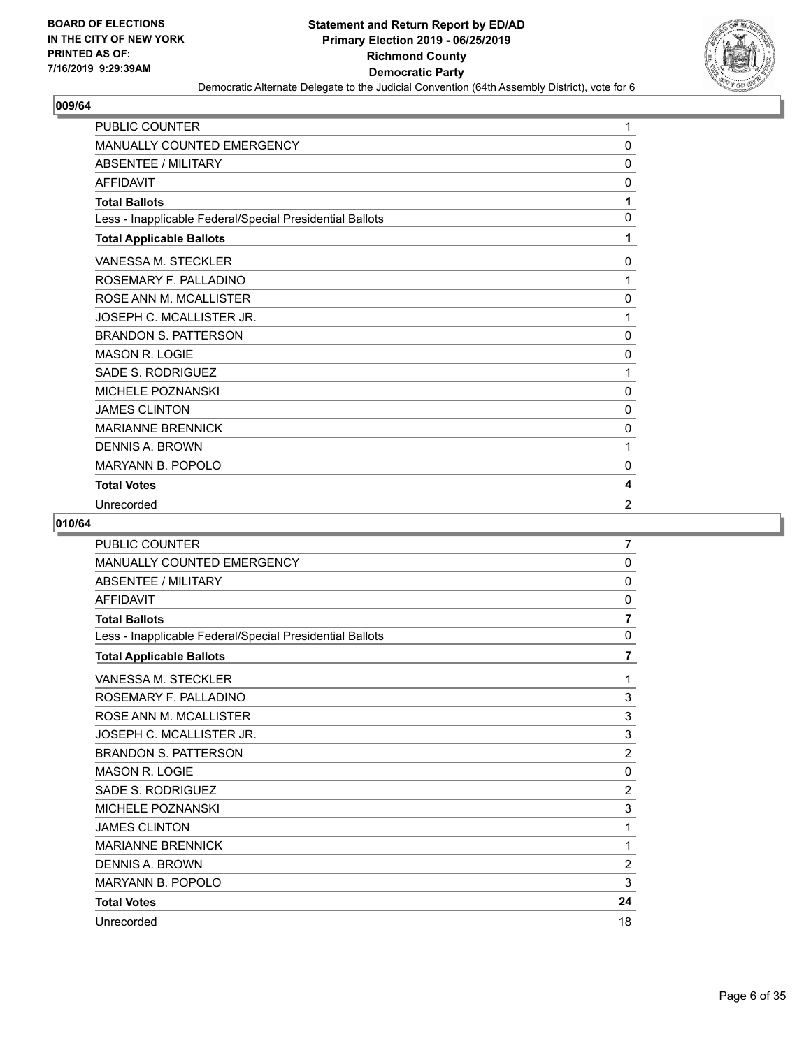**BOARD OF ELECTIONS IN THE CITY OF NEW YORK PRINTED AS OF: 7/16/2019 9:29:39AM**

# Statement and Return Report by ED/AD
## Primary Election 2019 - 06/25/2019
## Richmond County
## Democratic Party
### Democratic Alternate Delegate to the Judicial Convention (64th Assembly District), vote for 6

### 009/64

| | |
|---|---|
| PUBLIC COUNTER | 1 |
| MANUALLY COUNTED EMERGENCY | 0 |
| ABSENTEE / MILITARY | 0 |
| AFFIDAVIT | 0 |
| **Total Ballots** | **1** |
| Less - Inapplicable Federal/Special Presidential Ballots | 0 |
| **Total Applicable Ballots** | **1** |
| VANESSA M. STECKLER | 0 |
| ROSEMARY F. PALLADINO | 1 |
| ROSE ANN M. MCALLISTER | 0 |
| JOSEPH C. MCALLISTER JR. | 1 |
| BRANDON S. PATTERSON | 0 |
| MASON R. LOGIE | 0 |
| SADE S. RODRIGUEZ | 1 |
| MICHELE POZNANSKI | 0 |
| JAMES CLINTON | 0 |
| MARIANNE BRENNICK | 0 |
| DENNIS A. BROWN | 1 |
| MARYANN B. POPOLO | 0 |
| **Total Votes** | **4** |
| Unrecorded | 2 |

### 010/64

| | |
|---|---|
| PUBLIC COUNTER | 7 |
| MANUALLY COUNTED EMERGENCY | 0 |
| ABSENTEE / MILITARY | 0 |
| AFFIDAVIT | 0 |
| **Total Ballots** | **7** |
| Less - Inapplicable Federal/Special Presidential Ballots | 0 |
| **Total Applicable Ballots** | **7** |
| VANESSA M. STECKLER | 1 |
| ROSEMARY F. PALLADINO | 3 |
| ROSE ANN M. MCALLISTER | 3 |
| JOSEPH C. MCALLISTER JR. | 3 |
| BRANDON S. PATTERSON | 2 |
| MASON R. LOGIE | 0 |
| SADE S. RODRIGUEZ | 2 |
| MICHELE POZNANSKI | 3 |
| JAMES CLINTON | 1 |
| MARIANNE BRENNICK | 1 |
| DENNIS A. BROWN | 2 |
| MARYANN B. POPOLO | 3 |
| **Total Votes** | **24** |
| Unrecorded | 18 |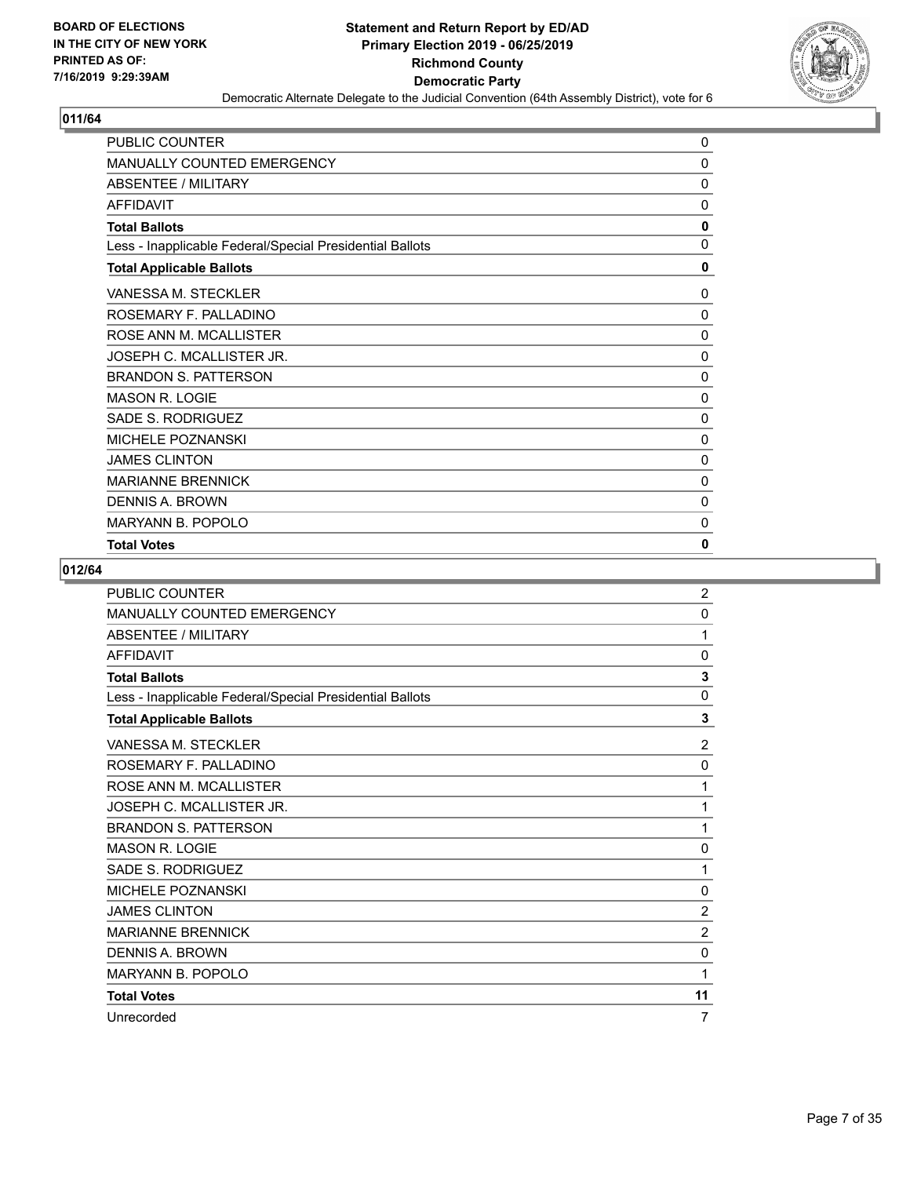BOARD OF ELECTIONS
IN THE CITY OF NEW YORK
PRINTED AS OF:
7/16/2019 9:29:39AM

# Statement and Return Report by ED/AD
## Primary Election 2019 - 06/25/2019
## Richmond County
## Democratic Party
### Democratic Alternate Delegate to the Judicial Convention (64th Assembly District), vote for 6

## 011/64

| | |
|---|---|
| PUBLIC COUNTER | 0 |
| MANUALLY COUNTED EMERGENCY | 0 |
| ABSENTEE / MILITARY | 0 |
| AFFIDAVIT | 0 |
| **Total Ballots** | **0** |
| Less - Inapplicable Federal/Special Presidential Ballots | 0 |
| **Total Applicable Ballots** | **0** |
| VANESSA M. STECKLER | 0 |
| ROSEMARY F. PALLADINO | 0 |
| ROSE ANN M. MCALLISTER | 0 |
| JOSEPH C. MCALLISTER JR. | 0 |
| BRANDON S. PATTERSON | 0 |
| MASON R. LOGIE | 0 |
| SADE S. RODRIGUEZ | 0 |
| MICHELE POZNANSKI | 0 |
| JAMES CLINTON | 0 |
| MARIANNE BRENNICK | 0 |
| DENNIS A. BROWN | 0 |
| MARYANN B. POPOLO | 0 |
| **Total Votes** | **0** |

## 012/64

| | |
|---|---|
| PUBLIC COUNTER | 2 |
| MANUALLY COUNTED EMERGENCY | 0 |
| ABSENTEE / MILITARY | 1 |
| AFFIDAVIT | 0 |
| **Total Ballots** | **3** |
| Less - Inapplicable Federal/Special Presidential Ballots | 0 |
| **Total Applicable Ballots** | **3** |
| VANESSA M. STECKLER | 2 |
| ROSEMARY F. PALLADINO | 0 |
| ROSE ANN M. MCALLISTER | 1 |
| JOSEPH C. MCALLISTER JR. | 1 |
| BRANDON S. PATTERSON | 1 |
| MASON R. LOGIE | 0 |
| SADE S. RODRIGUEZ | 1 |
| MICHELE POZNANSKI | 0 |
| JAMES CLINTON | 2 |
| MARIANNE BRENNICK | 2 |
| DENNIS A. BROWN | 0 |
| MARYANN B. POPOLO | 1 |
| **Total Votes** | **11** |
| Unrecorded | 7 |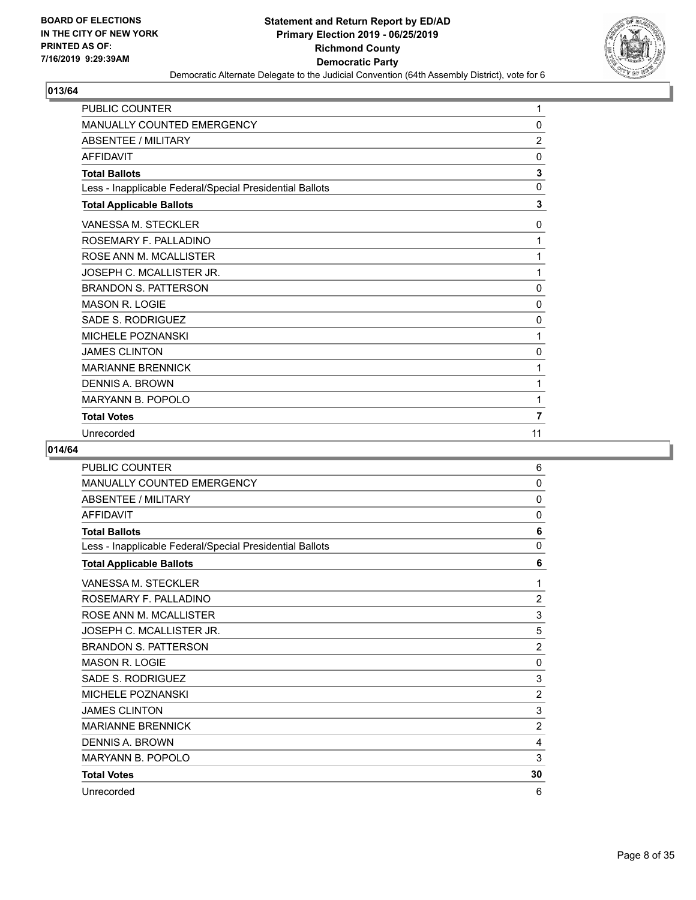**BOARD OF ELECTIONS IN THE CITY OF NEW YORK PRINTED AS OF: 7/16/2019 9:29:39AM**

**Statement and Return Report by ED/AD Primary Election 2019 - 06/25/2019 Richmond County Democratic Party**

Democratic Alternate Delegate to the Judicial Convention (64th Assembly District), vote for 6

## 013/64

| | |
|---|---|
| PUBLIC COUNTER | 1 |
| MANUALLY COUNTED EMERGENCY | 0 |
| ABSENTEE / MILITARY | 2 |
| AFFIDAVIT | 0 |
| **Total Ballots** | **3** |
| Less - Inapplicable Federal/Special Presidential Ballots | 0 |
| **Total Applicable Ballots** | **3** |
| VANESSA M. STECKLER | 0 |
| ROSEMARY F. PALLADINO | 1 |
| ROSE ANN M. MCALLISTER | 1 |
| JOSEPH C. MCALLISTER JR. | 1 |
| BRANDON S. PATTERSON | 0 |
| MASON R. LOGIE | 0 |
| SADE S. RODRIGUEZ | 0 |
| MICHELE POZNANSKI | 1 |
| JAMES CLINTON | 0 |
| MARIANNE BRENNICK | 1 |
| DENNIS A. BROWN | 1 |
| MARYANN B. POPOLO | 1 |
| **Total Votes** | **7** |
| Unrecorded | 11 |

## 014/64

| | |
|---|---|
| PUBLIC COUNTER | 6 |
| MANUALLY COUNTED EMERGENCY | 0 |
| ABSENTEE / MILITARY | 0 |
| AFFIDAVIT | 0 |
| **Total Ballots** | **6** |
| Less - Inapplicable Federal/Special Presidential Ballots | 0 |
| **Total Applicable Ballots** | **6** |
| VANESSA M. STECKLER | 1 |
| ROSEMARY F. PALLADINO | 2 |
| ROSE ANN M. MCALLISTER | 3 |
| JOSEPH C. MCALLISTER JR. | 5 |
| BRANDON S. PATTERSON | 2 |
| MASON R. LOGIE | 0 |
| SADE S. RODRIGUEZ | 3 |
| MICHELE POZNANSKI | 2 |
| JAMES CLINTON | 3 |
| MARIANNE BRENNICK | 2 |
| DENNIS A. BROWN | 4 |
| MARYANN B. POPOLO | 3 |
| **Total Votes** | **30** |
| Unrecorded | 6 |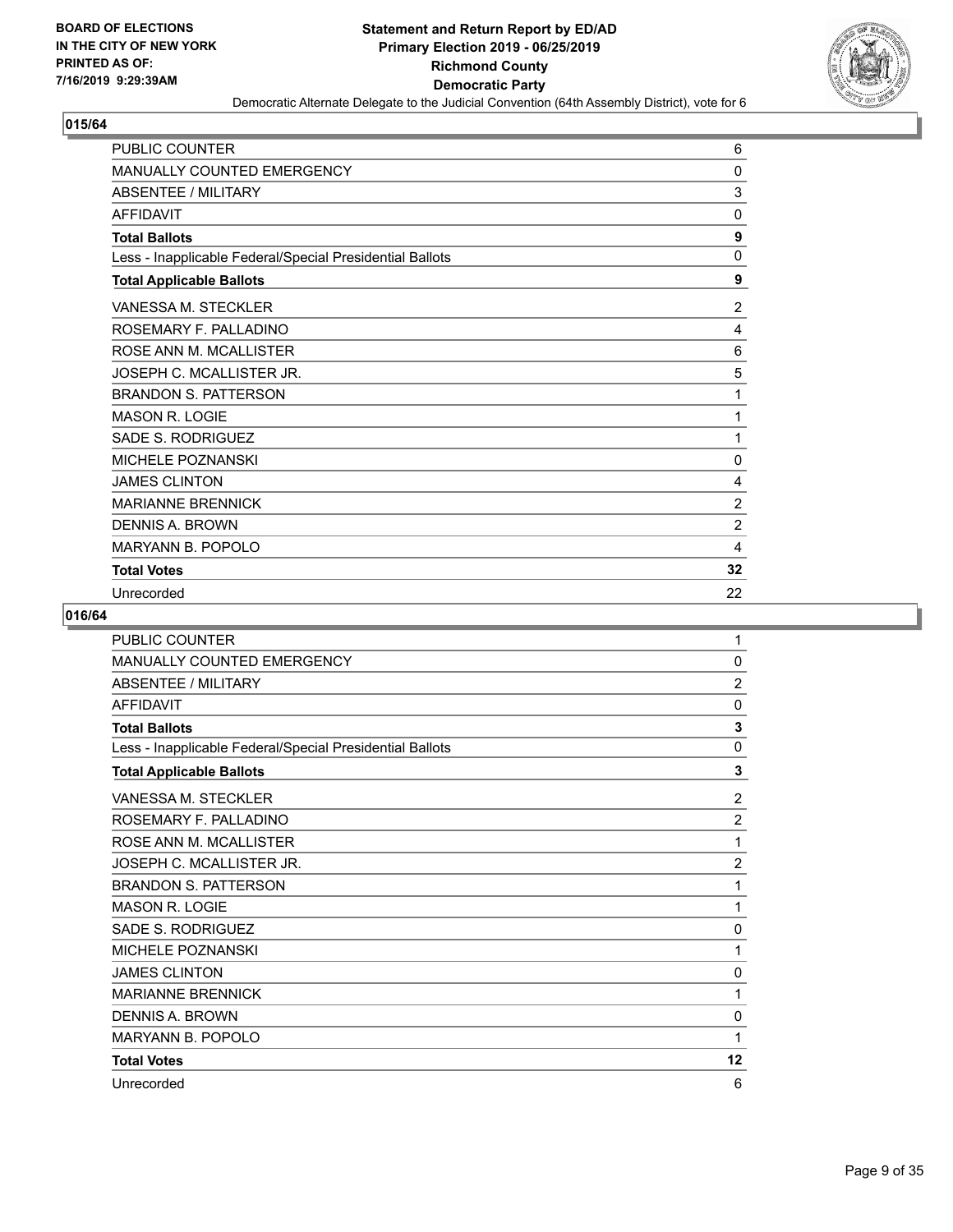BOARD OF ELECTIONS
IN THE CITY OF NEW YORK
PRINTED AS OF:
7/16/2019 9:29:39AM

**Statement and Return Report by ED/AD**
**Primary Election 2019 - 06/25/2019**
**Richmond County**
**Democratic Party**
Democratic Alternate Delegate to the Judicial Convention (64th Assembly District), vote for 6

## 015/64

| | |
|---|---|
| PUBLIC COUNTER | 6 |
| MANUALLY COUNTED EMERGENCY | 0 |
| ABSENTEE / MILITARY | 3 |
| AFFIDAVIT | 0 |
| **Total Ballots** | **9** |
| Less - Inapplicable Federal/Special Presidential Ballots | 0 |
| **Total Applicable Ballots** | **9** |
| VANESSA M. STECKLER | 2 |
| ROSEMARY F. PALLADINO | 4 |
| ROSE ANN M. MCALLISTER | 6 |
| JOSEPH C. MCALLISTER JR. | 5 |
| BRANDON S. PATTERSON | 1 |
| MASON R. LOGIE | 1 |
| SADE S. RODRIGUEZ | 1 |
| MICHELE POZNANSKI | 0 |
| JAMES CLINTON | 4 |
| MARIANNE BRENNICK | 2 |
| DENNIS A. BROWN | 2 |
| MARYANN B. POPOLO | 4 |
| **Total Votes** | **32** |
| Unrecorded | 22 |

## 016/64

| | |
|---|---|
| PUBLIC COUNTER | 1 |
| MANUALLY COUNTED EMERGENCY | 0 |
| ABSENTEE / MILITARY | 2 |
| AFFIDAVIT | 0 |
| **Total Ballots** | **3** |
| Less - Inapplicable Federal/Special Presidential Ballots | 0 |
| **Total Applicable Ballots** | **3** |
| VANESSA M. STECKLER | 2 |
| ROSEMARY F. PALLADINO | 2 |
| ROSE ANN M. MCALLISTER | 1 |
| JOSEPH C. MCALLISTER JR. | 2 |
| BRANDON S. PATTERSON | 1 |
| MASON R. LOGIE | 1 |
| SADE S. RODRIGUEZ | 0 |
| MICHELE POZNANSKI | 1 |
| JAMES CLINTON | 0 |
| MARIANNE BRENNICK | 1 |
| DENNIS A. BROWN | 0 |
| MARYANN B. POPOLO | 1 |
| **Total Votes** | **12** |
| Unrecorded | 6 |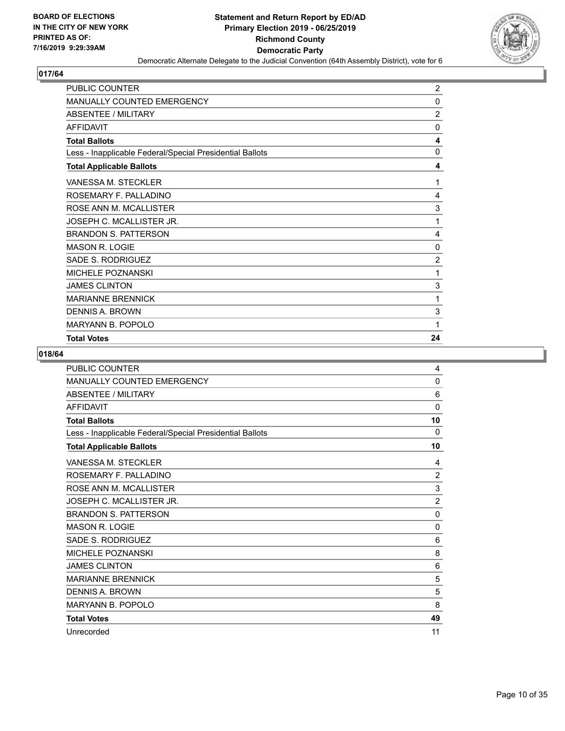**BOARD OF ELECTIONS IN THE CITY OF NEW YORK PRINTED AS OF: 7/16/2019 9:29:39AM**

**Statement and Return Report by ED/AD Primary Election 2019 - 06/25/2019 Richmond County Democratic Party**

Democratic Alternate Delegate to the Judicial Convention (64th Assembly District), vote for 6

## 017/64

| | |
|---|---|
| PUBLIC COUNTER | 2 |
| MANUALLY COUNTED EMERGENCY | 0 |
| ABSENTEE / MILITARY | 2 |
| AFFIDAVIT | 0 |
| **Total Ballots** | **4** |
| Less - Inapplicable Federal/Special Presidential Ballots | 0 |
| **Total Applicable Ballots** | **4** |
| VANESSA M. STECKLER | 1 |
| ROSEMARY F. PALLADINO | 4 |
| ROSE ANN M. MCALLISTER | 3 |
| JOSEPH C. MCALLISTER JR. | 1 |
| BRANDON S. PATTERSON | 4 |
| MASON R. LOGIE | 0 |
| SADE S. RODRIGUEZ | 2 |
| MICHELE POZNANSKI | 1 |
| JAMES CLINTON | 3 |
| MARIANNE BRENNICK | 1 |
| DENNIS A. BROWN | 3 |
| MARYANN B. POPOLO | 1 |
| **Total Votes** | **24** |

## 018/64

| | |
|---|---|
| PUBLIC COUNTER | 4 |
| MANUALLY COUNTED EMERGENCY | 0 |
| ABSENTEE / MILITARY | 6 |
| AFFIDAVIT | 0 |
| **Total Ballots** | **10** |
| Less - Inapplicable Federal/Special Presidential Ballots | 0 |
| **Total Applicable Ballots** | **10** |
| VANESSA M. STECKLER | 4 |
| ROSEMARY F. PALLADINO | 2 |
| ROSE ANN M. MCALLISTER | 3 |
| JOSEPH C. MCALLISTER JR. | 2 |
| BRANDON S. PATTERSON | 0 |
| MASON R. LOGIE | 0 |
| SADE S. RODRIGUEZ | 6 |
| MICHELE POZNANSKI | 8 |
| JAMES CLINTON | 6 |
| MARIANNE BRENNICK | 5 |
| DENNIS A. BROWN | 5 |
| MARYANN B. POPOLO | 8 |
| **Total Votes** | **49** |
| Unrecorded | 11 |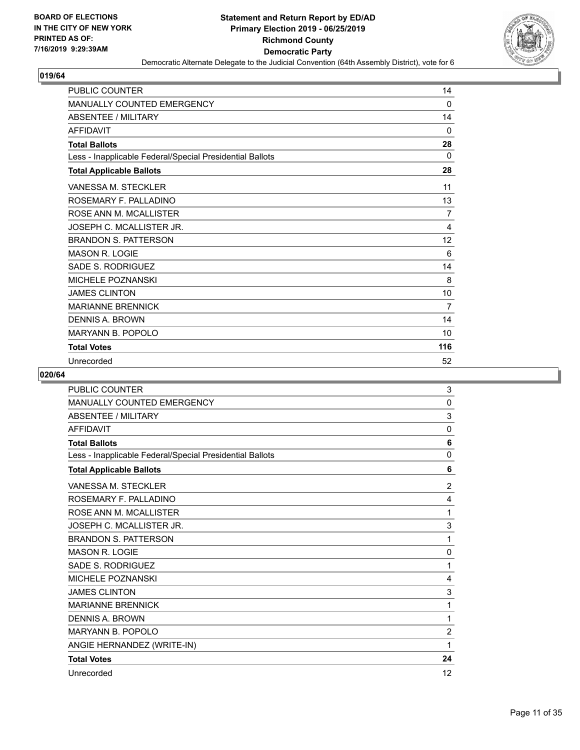**BOARD OF ELECTIONS IN THE CITY OF NEW YORK PRINTED AS OF: 7/16/2019 9:29:39AM**

**Statement and Return Report by ED/AD**
**Primary Election 2019 - 06/25/2019**
**Richmond County**
**Democratic Party**
Democratic Alternate Delegate to the Judicial Convention (64th Assembly District), vote for 6

## 019/64

| | |
|---|---|
| PUBLIC COUNTER | 14 |
| MANUALLY COUNTED EMERGENCY | 0 |
| ABSENTEE / MILITARY | 14 |
| AFFIDAVIT | 0 |
| **Total Ballots** | **28** |
| Less - Inapplicable Federal/Special Presidential Ballots | 0 |
| **Total Applicable Ballots** | **28** |
| VANESSA M. STECKLER | 11 |
| ROSEMARY F. PALLADINO | 13 |
| ROSE ANN M. MCALLISTER | 7 |
| JOSEPH C. MCALLISTER JR. | 4 |
| BRANDON S. PATTERSON | 12 |
| MASON R. LOGIE | 6 |
| SADE S. RODRIGUEZ | 14 |
| MICHELE POZNANSKI | 8 |
| JAMES CLINTON | 10 |
| MARIANNE BRENNICK | 7 |
| DENNIS A. BROWN | 14 |
| MARYANN B. POPOLO | 10 |
| **Total Votes** | **116** |
| Unrecorded | 52 |

## 020/64

| | |
|---|---|
| PUBLIC COUNTER | 3 |
| MANUALLY COUNTED EMERGENCY | 0 |
| ABSENTEE / MILITARY | 3 |
| AFFIDAVIT | 0 |
| **Total Ballots** | **6** |
| Less - Inapplicable Federal/Special Presidential Ballots | 0 |
| **Total Applicable Ballots** | **6** |
| VANESSA M. STECKLER | 2 |
| ROSEMARY F. PALLADINO | 4 |
| ROSE ANN M. MCALLISTER | 1 |
| JOSEPH C. MCALLISTER JR. | 3 |
| BRANDON S. PATTERSON | 1 |
| MASON R. LOGIE | 0 |
| SADE S. RODRIGUEZ | 1 |
| MICHELE POZNANSKI | 4 |
| JAMES CLINTON | 3 |
| MARIANNE BRENNICK | 1 |
| DENNIS A. BROWN | 1 |
| MARYANN B. POPOLO | 2 |
| ANGIE HERNANDEZ (WRITE-IN) | 1 |
| **Total Votes** | **24** |
| Unrecorded | 12 |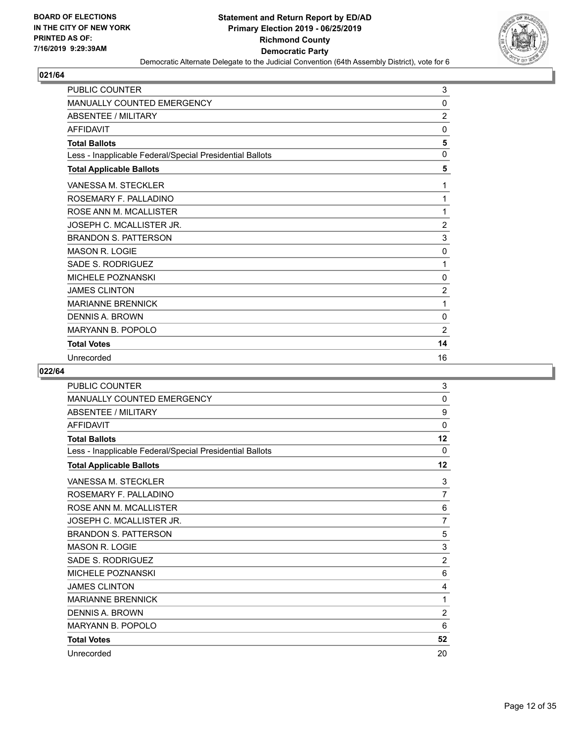BOARD OF ELECTIONS
IN THE CITY OF NEW YORK
PRINTED AS OF:
7/16/2019 9:29:39AM

**Statement and Return Report by ED/AD**
**Primary Election 2019 - 06/25/2019**
**Richmond County**
**Democratic Party**
Democratic Alternate Delegate to the Judicial Convention (64th Assembly District), vote for 6

## 021/64

| | |
|---|---|
| PUBLIC COUNTER | 3 |
| MANUALLY COUNTED EMERGENCY | 0 |
| ABSENTEE / MILITARY | 2 |
| AFFIDAVIT | 0 |
| **Total Ballots** | **5** |
| Less - Inapplicable Federal/Special Presidential Ballots | 0 |
| **Total Applicable Ballots** | **5** |
| VANESSA M. STECKLER | 1 |
| ROSEMARY F. PALLADINO | 1 |
| ROSE ANN M. MCALLISTER | 1 |
| JOSEPH C. MCALLISTER JR. | 2 |
| BRANDON S. PATTERSON | 3 |
| MASON R. LOGIE | 0 |
| SADE S. RODRIGUEZ | 1 |
| MICHELE POZNANSKI | 0 |
| JAMES CLINTON | 2 |
| MARIANNE BRENNICK | 1 |
| DENNIS A. BROWN | 0 |
| MARYANN B. POPOLO | 2 |
| **Total Votes** | **14** |
| Unrecorded | 16 |

## 022/64

| | |
|---|---|
| PUBLIC COUNTER | 3 |
| MANUALLY COUNTED EMERGENCY | 0 |
| ABSENTEE / MILITARY | 9 |
| AFFIDAVIT | 0 |
| **Total Ballots** | **12** |
| Less - Inapplicable Federal/Special Presidential Ballots | 0 |
| **Total Applicable Ballots** | **12** |
| VANESSA M. STECKLER | 3 |
| ROSEMARY F. PALLADINO | 7 |
| ROSE ANN M. MCALLISTER | 6 |
| JOSEPH C. MCALLISTER JR. | 7 |
| BRANDON S. PATTERSON | 5 |
| MASON R. LOGIE | 3 |
| SADE S. RODRIGUEZ | 2 |
| MICHELE POZNANSKI | 6 |
| JAMES CLINTON | 4 |
| MARIANNE BRENNICK | 1 |
| DENNIS A. BROWN | 2 |
| MARYANN B. POPOLO | 6 |
| **Total Votes** | **52** |
| Unrecorded | 20 |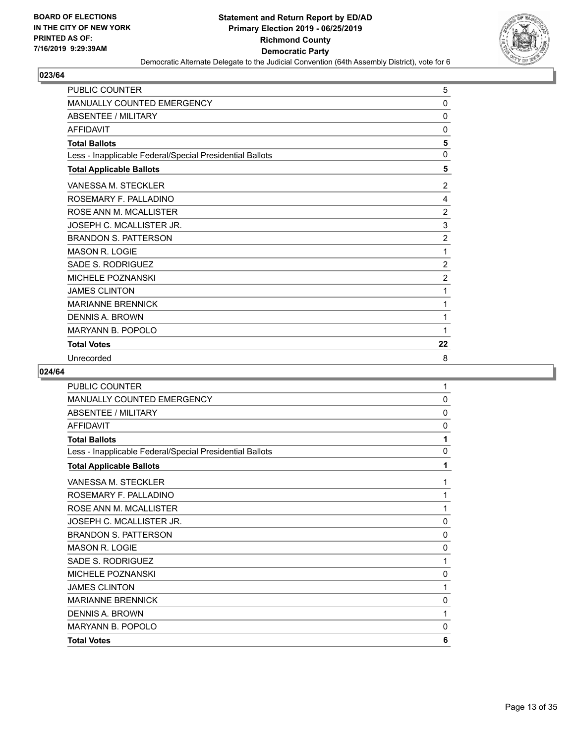**Statement and Return Report by ED/AD**
**Primary Election 2019 - 06/25/2019**
**Richmond County**
**Democratic Party**

Democratic Alternate Delegate to the Judicial Convention (64th Assembly District), vote for 6

BOARD OF ELECTIONS IN THE CITY OF NEW YORK PRINTED AS OF: 7/16/2019 9:29:39AM

## 023/64

| | |
|---|---|
| PUBLIC COUNTER | 5 |
| MANUALLY COUNTED EMERGENCY | 0 |
| ABSENTEE / MILITARY | 0 |
| AFFIDAVIT | 0 |
| **Total Ballots** | **5** |
| Less - Inapplicable Federal/Special Presidential Ballots | 0 |
| **Total Applicable Ballots** | **5** |
| VANESSA M. STECKLER | 2 |
| ROSEMARY F. PALLADINO | 4 |
| ROSE ANN M. MCALLISTER | 2 |
| JOSEPH C. MCALLISTER JR. | 3 |
| BRANDON S. PATTERSON | 2 |
| MASON R. LOGIE | 1 |
| SADE S. RODRIGUEZ | 2 |
| MICHELE POZNANSKI | 2 |
| JAMES CLINTON | 1 |
| MARIANNE BRENNICK | 1 |
| DENNIS A. BROWN | 1 |
| MARYANN B. POPOLO | 1 |
| **Total Votes** | **22** |
| Unrecorded | 8 |

## 024/64

| | |
|---|---|
| PUBLIC COUNTER | 1 |
| MANUALLY COUNTED EMERGENCY | 0 |
| ABSENTEE / MILITARY | 0 |
| AFFIDAVIT | 0 |
| **Total Ballots** | **1** |
| Less - Inapplicable Federal/Special Presidential Ballots | 0 |
| **Total Applicable Ballots** | **1** |
| VANESSA M. STECKLER | 1 |
| ROSEMARY F. PALLADINO | 1 |
| ROSE ANN M. MCALLISTER | 1 |
| JOSEPH C. MCALLISTER JR. | 0 |
| BRANDON S. PATTERSON | 0 |
| MASON R. LOGIE | 0 |
| SADE S. RODRIGUEZ | 1 |
| MICHELE POZNANSKI | 0 |
| JAMES CLINTON | 1 |
| MARIANNE BRENNICK | 0 |
| DENNIS A. BROWN | 1 |
| MARYANN B. POPOLO | 0 |
| **Total Votes** | **6** |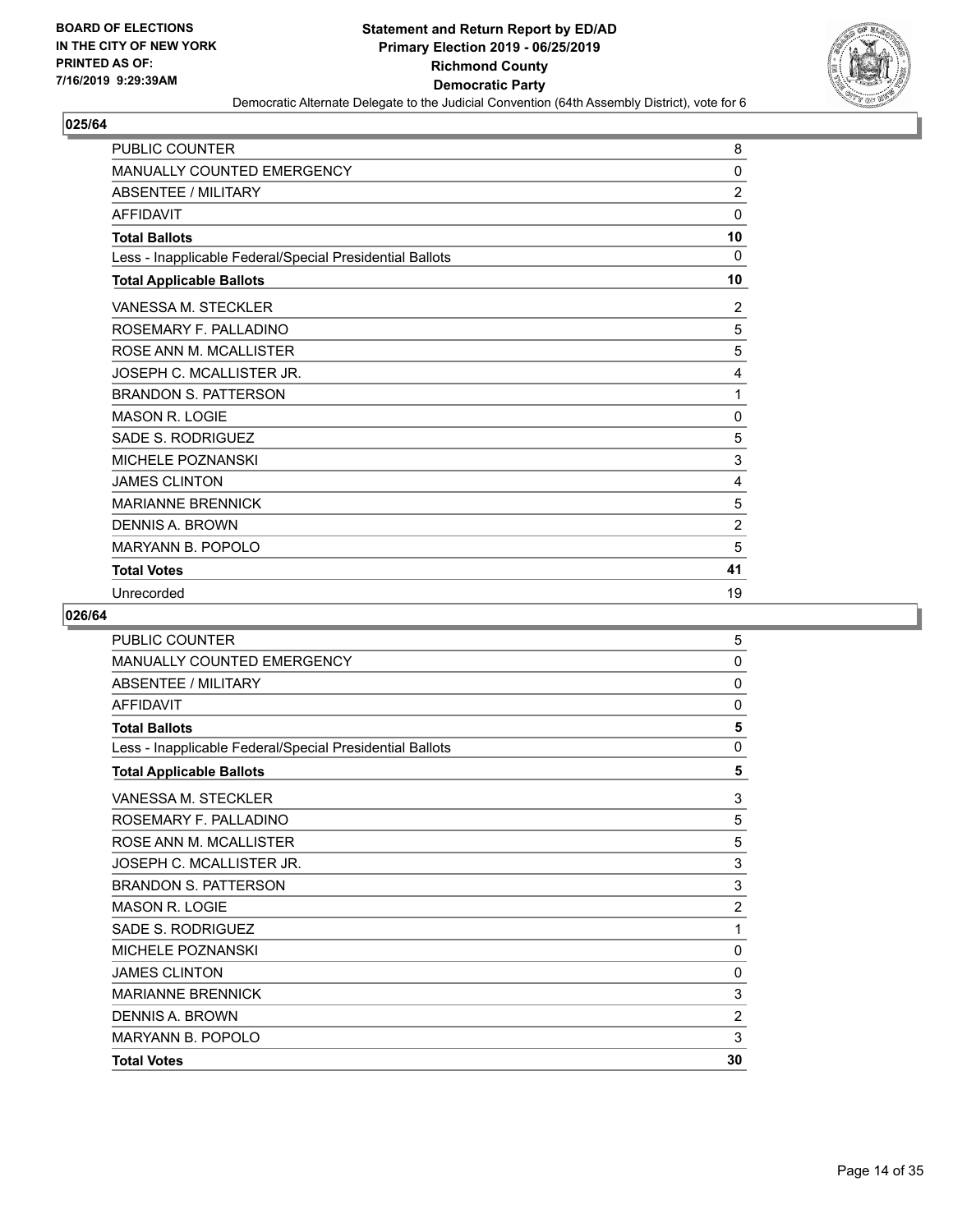## 025/64

| | |
|---|---|
| PUBLIC COUNTER | 8 |
| MANUALLY COUNTED EMERGENCY | 0 |
| ABSENTEE / MILITARY | 2 |
| AFFIDAVIT | 0 |
| **Total Ballots** | **10** |
| Less - Inapplicable Federal/Special Presidential Ballots | 0 |
| **Total Applicable Ballots** | **10** |
| VANESSA M. STECKLER | 2 |
| ROSEMARY F. PALLADINO | 5 |
| ROSE ANN M. MCALLISTER | 5 |
| JOSEPH C. MCALLISTER JR. | 4 |
| BRANDON S. PATTERSON | 1 |
| MASON R. LOGIE | 0 |
| SADE S. RODRIGUEZ | 5 |
| MICHELE POZNANSKI | 3 |
| JAMES CLINTON | 4 |
| MARIANNE BRENNICK | 5 |
| DENNIS A. BROWN | 2 |
| MARYANN B. POPOLO | 5 |
| **Total Votes** | **41** |
| Unrecorded | 19 |

## 026/64

| | |
|---|---|
| PUBLIC COUNTER | 5 |
| MANUALLY COUNTED EMERGENCY | 0 |
| ABSENTEE / MILITARY | 0 |
| AFFIDAVIT | 0 |
| **Total Ballots** | **5** |
| Less - Inapplicable Federal/Special Presidential Ballots | 0 |
| **Total Applicable Ballots** | **5** |
| VANESSA M. STECKLER | 3 |
| ROSEMARY F. PALLADINO | 5 |
| ROSE ANN M. MCALLISTER | 5 |
| JOSEPH C. MCALLISTER JR. | 3 |
| BRANDON S. PATTERSON | 3 |
| MASON R. LOGIE | 2 |
| SADE S. RODRIGUEZ | 1 |
| MICHELE POZNANSKI | 0 |
| JAMES CLINTON | 0 |
| MARIANNE BRENNICK | 3 |
| DENNIS A. BROWN | 2 |
| MARYANN B. POPOLO | 3 |
| **Total Votes** | **30** |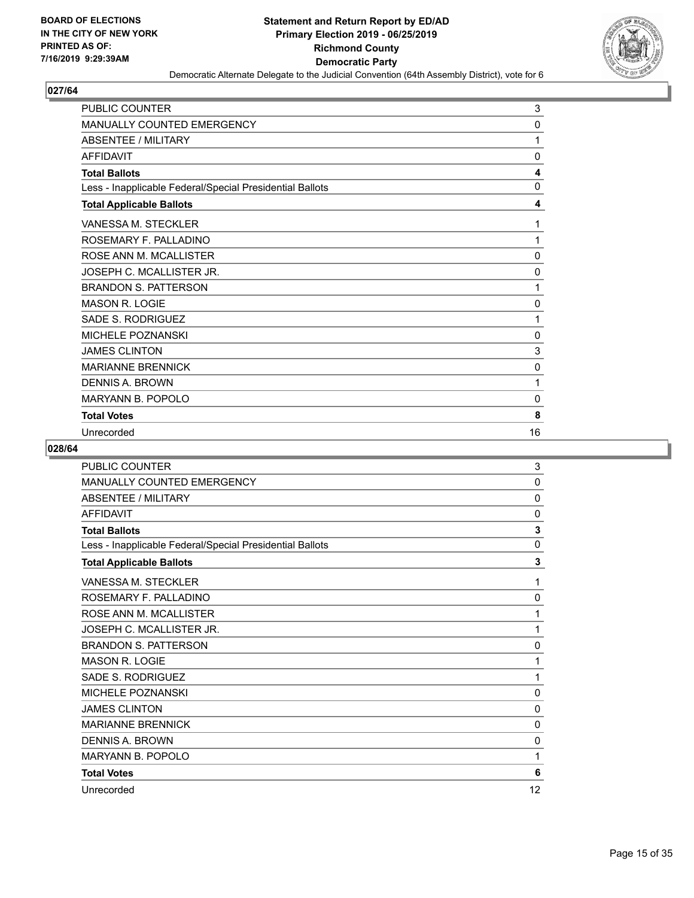**BOARD OF ELECTIONS IN THE CITY OF NEW YORK PRINTED AS OF: 7/16/2019 9:29:39AM**

**Statement and Return Report by ED/AD Primary Election 2019 - 06/25/2019 Richmond County Democratic Party**

Democratic Alternate Delegate to the Judicial Convention (64th Assembly District), vote for 6

## 027/64

| | |
|---|---|
| PUBLIC COUNTER | 3 |
| MANUALLY COUNTED EMERGENCY | 0 |
| ABSENTEE / MILITARY | 1 |
| AFFIDAVIT | 0 |
| **Total Ballots** | **4** |
| Less - Inapplicable Federal/Special Presidential Ballots | 0 |
| **Total Applicable Ballots** | **4** |
| VANESSA M. STECKLER | 1 |
| ROSEMARY F. PALLADINO | 1 |
| ROSE ANN M. MCALLISTER | 0 |
| JOSEPH C. MCALLISTER JR. | 0 |
| BRANDON S. PATTERSON | 1 |
| MASON R. LOGIE | 0 |
| SADE S. RODRIGUEZ | 1 |
| MICHELE POZNANSKI | 0 |
| JAMES CLINTON | 3 |
| MARIANNE BRENNICK | 0 |
| DENNIS A. BROWN | 1 |
| MARYANN B. POPOLO | 0 |
| **Total Votes** | **8** |
| Unrecorded | 16 |

## 028/64

| | |
|---|---|
| PUBLIC COUNTER | 3 |
| MANUALLY COUNTED EMERGENCY | 0 |
| ABSENTEE / MILITARY | 0 |
| AFFIDAVIT | 0 |
| **Total Ballots** | **3** |
| Less - Inapplicable Federal/Special Presidential Ballots | 0 |
| **Total Applicable Ballots** | **3** |
| VANESSA M. STECKLER | 1 |
| ROSEMARY F. PALLADINO | 0 |
| ROSE ANN M. MCALLISTER | 1 |
| JOSEPH C. MCALLISTER JR. | 1 |
| BRANDON S. PATTERSON | 0 |
| MASON R. LOGIE | 1 |
| SADE S. RODRIGUEZ | 1 |
| MICHELE POZNANSKI | 0 |
| JAMES CLINTON | 0 |
| MARIANNE BRENNICK | 0 |
| DENNIS A. BROWN | 0 |
| MARYANN B. POPOLO | 1 |
| **Total Votes** | **6** |
| Unrecorded | 12 |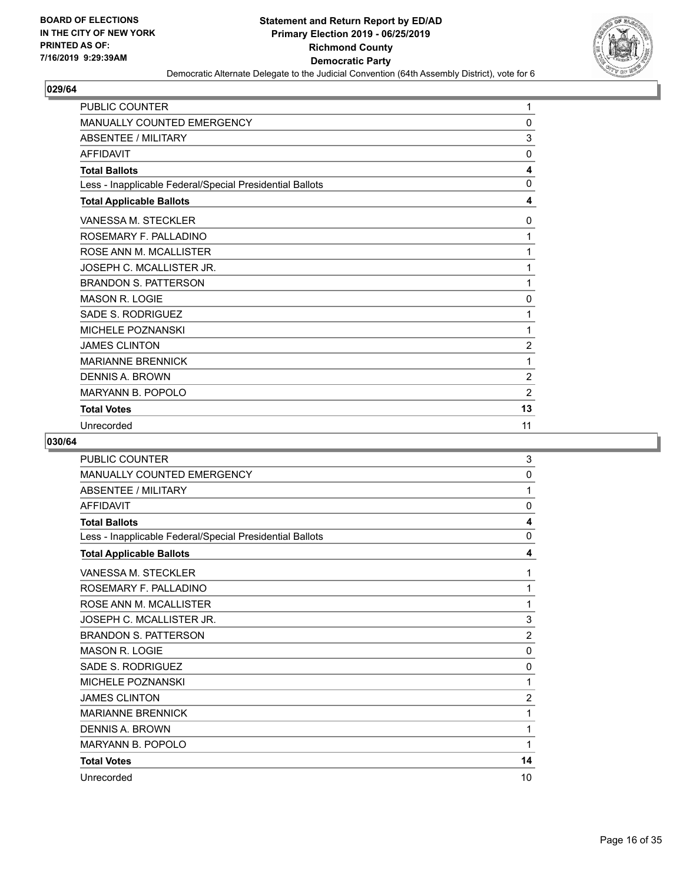**BOARD OF ELECTIONS IN THE CITY OF NEW YORK PRINTED AS OF: 7/16/2019 9:29:39AM**

**Statement and Return Report by ED/AD**
**Primary Election 2019 - 06/25/2019**
**Richmond County**
**Democratic Party**
Democratic Alternate Delegate to the Judicial Convention (64th Assembly District), vote for 6

## 029/64

| | |
|---|---|
| PUBLIC COUNTER | 1 |
| MANUALLY COUNTED EMERGENCY | 0 |
| ABSENTEE / MILITARY | 3 |
| AFFIDAVIT | 0 |
| **Total Ballots** | **4** |
| Less - Inapplicable Federal/Special Presidential Ballots | 0 |
| **Total Applicable Ballots** | **4** |
| VANESSA M. STECKLER | 0 |
| ROSEMARY F. PALLADINO | 1 |
| ROSE ANN M. MCALLISTER | 1 |
| JOSEPH C. MCALLISTER JR. | 1 |
| BRANDON S. PATTERSON | 1 |
| MASON R. LOGIE | 0 |
| SADE S. RODRIGUEZ | 1 |
| MICHELE POZNANSKI | 1 |
| JAMES CLINTON | 2 |
| MARIANNE BRENNICK | 1 |
| DENNIS A. BROWN | 2 |
| MARYANN B. POPOLO | 2 |
| **Total Votes** | **13** |
| Unrecorded | 11 |

## 030/64

| | |
|---|---|
| PUBLIC COUNTER | 3 |
| MANUALLY COUNTED EMERGENCY | 0 |
| ABSENTEE / MILITARY | 1 |
| AFFIDAVIT | 0 |
| **Total Ballots** | **4** |
| Less - Inapplicable Federal/Special Presidential Ballots | 0 |
| **Total Applicable Ballots** | **4** |
| VANESSA M. STECKLER | 1 |
| ROSEMARY F. PALLADINO | 1 |
| ROSE ANN M. MCALLISTER | 1 |
| JOSEPH C. MCALLISTER JR. | 3 |
| BRANDON S. PATTERSON | 2 |
| MASON R. LOGIE | 0 |
| SADE S. RODRIGUEZ | 0 |
| MICHELE POZNANSKI | 1 |
| JAMES CLINTON | 2 |
| MARIANNE BRENNICK | 1 |
| DENNIS A. BROWN | 1 |
| MARYANN B. POPOLO | 1 |
| **Total Votes** | **14** |
| Unrecorded | 10 |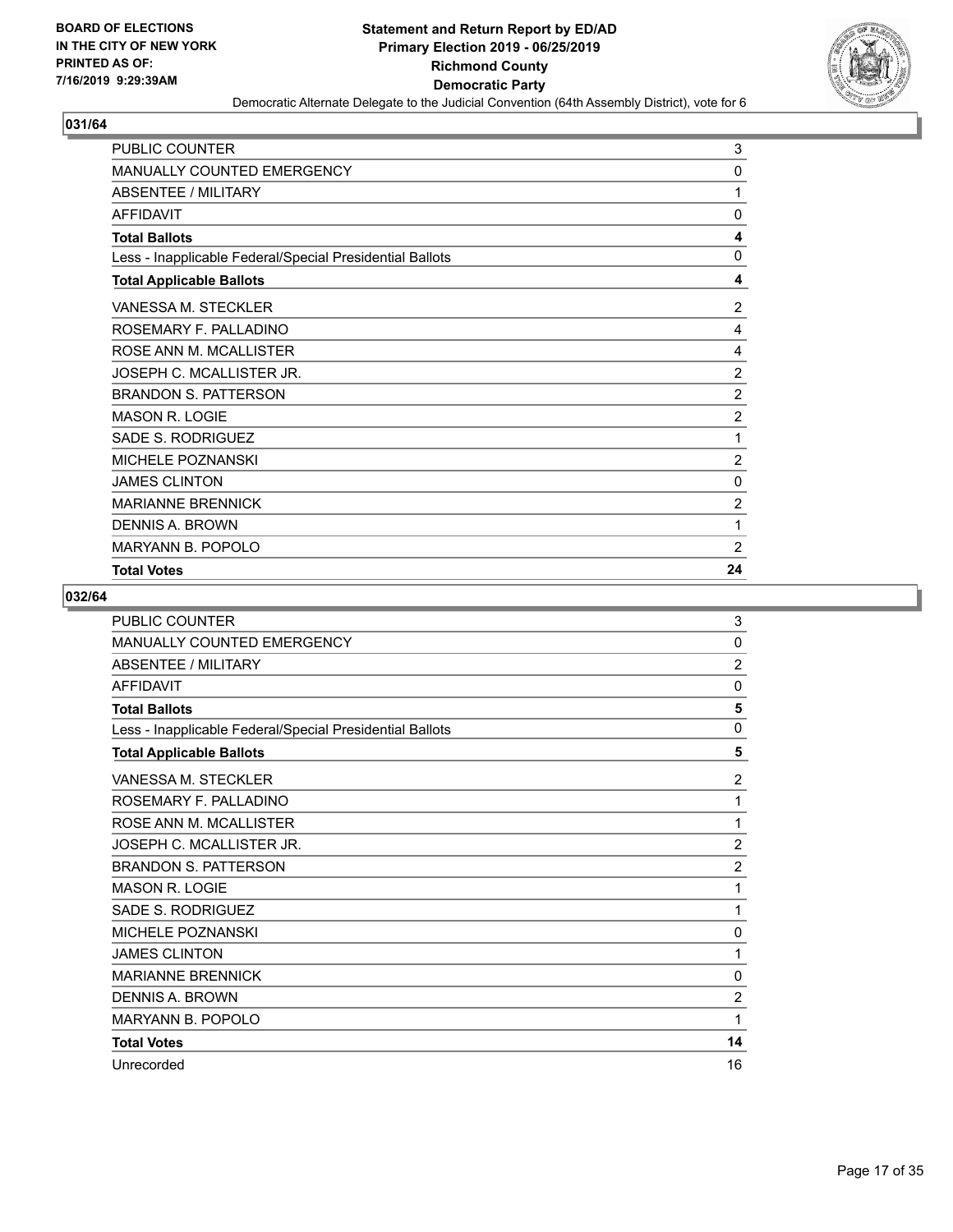**BOARD OF ELECTIONS IN THE CITY OF NEW YORK PRINTED AS OF: 7/16/2019 9:29:39AM**

**Statement and Return Report by ED/AD**
**Primary Election 2019 - 06/25/2019**
**Richmond County**
**Democratic Party**
Democratic Alternate Delegate to the Judicial Convention (64th Assembly District), vote for 6

## 031/64

| | |
|---|---|
| PUBLIC COUNTER | 3 |
| MANUALLY COUNTED EMERGENCY | 0 |
| ABSENTEE / MILITARY | 1 |
| AFFIDAVIT | 0 |
| **Total Ballots** | **4** |
| Less - Inapplicable Federal/Special Presidential Ballots | 0 |
| **Total Applicable Ballots** | **4** |
| VANESSA M. STECKLER | 2 |
| ROSEMARY F. PALLADINO | 4 |
| ROSE ANN M. MCALLISTER | 4 |
| JOSEPH C. MCALLISTER JR. | 2 |
| BRANDON S. PATTERSON | 2 |
| MASON R. LOGIE | 2 |
| SADE S. RODRIGUEZ | 1 |
| MICHELE POZNANSKI | 2 |
| JAMES CLINTON | 0 |
| MARIANNE BRENNICK | 2 |
| DENNIS A. BROWN | 1 |
| MARYANN B. POPOLO | 2 |
| **Total Votes** | **24** |

## 032/64

| | |
|---|---|
| PUBLIC COUNTER | 3 |
| MANUALLY COUNTED EMERGENCY | 0 |
| ABSENTEE / MILITARY | 2 |
| AFFIDAVIT | 0 |
| **Total Ballots** | **5** |
| Less - Inapplicable Federal/Special Presidential Ballots | 0 |
| **Total Applicable Ballots** | **5** |
| VANESSA M. STECKLER | 2 |
| ROSEMARY F. PALLADINO | 1 |
| ROSE ANN M. MCALLISTER | 1 |
| JOSEPH C. MCALLISTER JR. | 2 |
| BRANDON S. PATTERSON | 2 |
| MASON R. LOGIE | 1 |
| SADE S. RODRIGUEZ | 1 |
| MICHELE POZNANSKI | 0 |
| JAMES CLINTON | 1 |
| MARIANNE BRENNICK | 0 |
| DENNIS A. BROWN | 2 |
| MARYANN B. POPOLO | 1 |
| **Total Votes** | **14** |
| Unrecorded | 16 |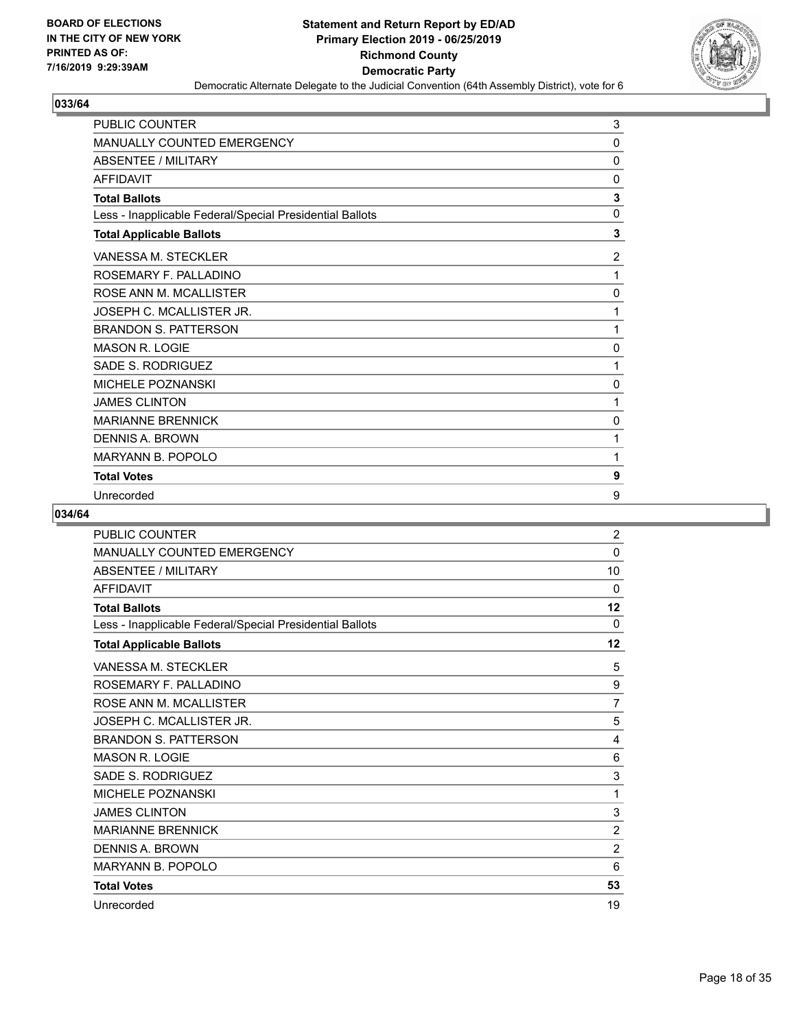**BOARD OF ELECTIONS IN THE CITY OF NEW YORK PRINTED AS OF: 7/16/2019 9:29:39AM**

**Statement and Return Report by ED/AD Primary Election 2019 - 06/25/2019 Richmond County Democratic Party**

Democratic Alternate Delegate to the Judicial Convention (64th Assembly District), vote for 6

## 033/64

| | |
|---|---|
| PUBLIC COUNTER | 3 |
| MANUALLY COUNTED EMERGENCY | 0 |
| ABSENTEE / MILITARY | 0 |
| AFFIDAVIT | 0 |
| **Total Ballots** | **3** |
| Less - Inapplicable Federal/Special Presidential Ballots | 0 |
| **Total Applicable Ballots** | **3** |
| VANESSA M. STECKLER | 2 |
| ROSEMARY F. PALLADINO | 1 |
| ROSE ANN M. MCALLISTER | 0 |
| JOSEPH C. MCALLISTER JR. | 1 |
| BRANDON S. PATTERSON | 1 |
| MASON R. LOGIE | 0 |
| SADE S. RODRIGUEZ | 1 |
| MICHELE POZNANSKI | 0 |
| JAMES CLINTON | 1 |
| MARIANNE BRENNICK | 0 |
| DENNIS A. BROWN | 1 |
| MARYANN B. POPOLO | 1 |
| **Total Votes** | **9** |
| Unrecorded | 9 |

## 034/64

| | |
|---|---|
| PUBLIC COUNTER | 2 |
| MANUALLY COUNTED EMERGENCY | 0 |
| ABSENTEE / MILITARY | 10 |
| AFFIDAVIT | 0 |
| **Total Ballots** | **12** |
| Less - Inapplicable Federal/Special Presidential Ballots | 0 |
| **Total Applicable Ballots** | **12** |
| VANESSA M. STECKLER | 5 |
| ROSEMARY F. PALLADINO | 9 |
| ROSE ANN M. MCALLISTER | 7 |
| JOSEPH C. MCALLISTER JR. | 5 |
| BRANDON S. PATTERSON | 4 |
| MASON R. LOGIE | 6 |
| SADE S. RODRIGUEZ | 3 |
| MICHELE POZNANSKI | 1 |
| JAMES CLINTON | 3 |
| MARIANNE BRENNICK | 2 |
| DENNIS A. BROWN | 2 |
| MARYANN B. POPOLO | 6 |
| **Total Votes** | **53** |
| Unrecorded | 19 |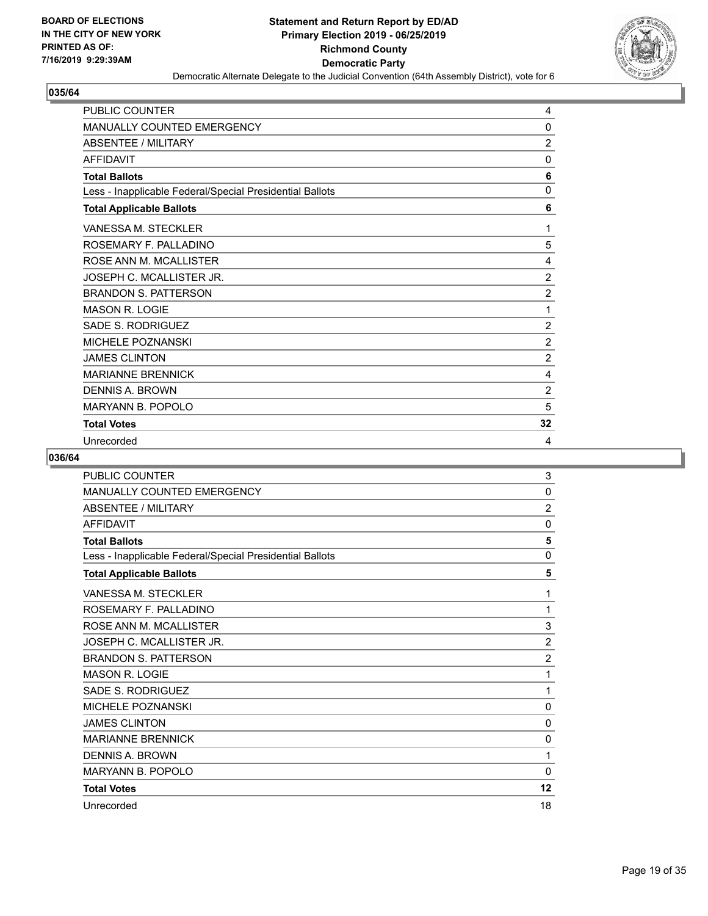BOARD OF ELECTIONS
IN THE CITY OF NEW YORK
PRINTED AS OF:
7/16/2019 9:29:39AM

**Statement and Return Report by ED/AD**
**Primary Election 2019 - 06/25/2019**
**Richmond County**
**Democratic Party**
Democratic Alternate Delegate to the Judicial Convention (64th Assembly District), vote for 6

## 035/64

| | |
|---|---|
| PUBLIC COUNTER | 4 |
| MANUALLY COUNTED EMERGENCY | 0 |
| ABSENTEE / MILITARY | 2 |
| AFFIDAVIT | 0 |
| **Total Ballots** | **6** |
| Less - Inapplicable Federal/Special Presidential Ballots | 0 |
| **Total Applicable Ballots** | **6** |
| VANESSA M. STECKLER | 1 |
| ROSEMARY F. PALLADINO | 5 |
| ROSE ANN M. MCALLISTER | 4 |
| JOSEPH C. MCALLISTER JR. | 2 |
| BRANDON S. PATTERSON | 2 |
| MASON R. LOGIE | 1 |
| SADE S. RODRIGUEZ | 2 |
| MICHELE POZNANSKI | 2 |
| JAMES CLINTON | 2 |
| MARIANNE BRENNICK | 4 |
| DENNIS A. BROWN | 2 |
| MARYANN B. POPOLO | 5 |
| **Total Votes** | **32** |
| Unrecorded | 4 |

## 036/64

| | |
|---|---|
| PUBLIC COUNTER | 3 |
| MANUALLY COUNTED EMERGENCY | 0 |
| ABSENTEE / MILITARY | 2 |
| AFFIDAVIT | 0 |
| **Total Ballots** | **5** |
| Less - Inapplicable Federal/Special Presidential Ballots | 0 |
| **Total Applicable Ballots** | **5** |
| VANESSA M. STECKLER | 1 |
| ROSEMARY F. PALLADINO | 1 |
| ROSE ANN M. MCALLISTER | 3 |
| JOSEPH C. MCALLISTER JR. | 2 |
| BRANDON S. PATTERSON | 2 |
| MASON R. LOGIE | 1 |
| SADE S. RODRIGUEZ | 1 |
| MICHELE POZNANSKI | 0 |
| JAMES CLINTON | 0 |
| MARIANNE BRENNICK | 0 |
| DENNIS A. BROWN | 1 |
| MARYANN B. POPOLO | 0 |
| **Total Votes** | **12** |
| Unrecorded | 18 |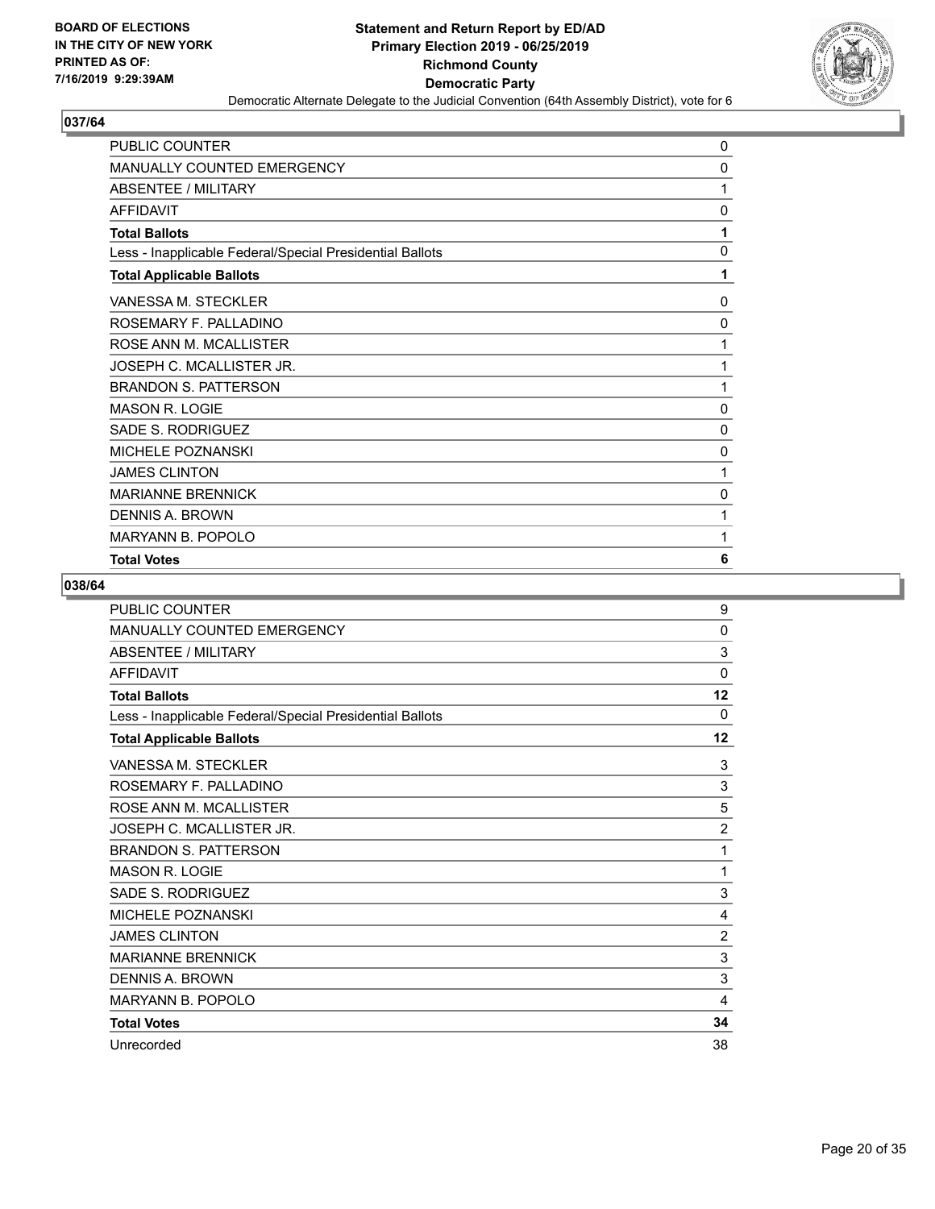**BOARD OF ELECTIONS IN THE CITY OF NEW YORK PRINTED AS OF: 7/16/2019 9:29:39AM**

# Statement and Return Report by ED/AD
## Primary Election 2019 - 06/25/2019
## Richmond County
## Democratic Party
### Democratic Alternate Delegate to the Judicial Convention (64th Assembly District), vote for 6

### 037/64

| | |
|---|---|
| PUBLIC COUNTER | 0 |
| MANUALLY COUNTED EMERGENCY | 0 |
| ABSENTEE / MILITARY | 1 |
| AFFIDAVIT | 0 |
| **Total Ballots** | **1** |
| Less - Inapplicable Federal/Special Presidential Ballots | 0 |
| **Total Applicable Ballots** | **1** |
| VANESSA M. STECKLER | 0 |
| ROSEMARY F. PALLADINO | 0 |
| ROSE ANN M. MCALLISTER | 1 |
| JOSEPH C. MCALLISTER JR. | 1 |
| BRANDON S. PATTERSON | 1 |
| MASON R. LOGIE | 0 |
| SADE S. RODRIGUEZ | 0 |
| MICHELE POZNANSKI | 0 |
| JAMES CLINTON | 1 |
| MARIANNE BRENNICK | 0 |
| DENNIS A. BROWN | 1 |
| MARYANN B. POPOLO | 1 |
| **Total Votes** | **6** |

### 038/64

| | |
|---|---|
| PUBLIC COUNTER | 9 |
| MANUALLY COUNTED EMERGENCY | 0 |
| ABSENTEE / MILITARY | 3 |
| AFFIDAVIT | 0 |
| **Total Ballots** | **12** |
| Less - Inapplicable Federal/Special Presidential Ballots | 0 |
| **Total Applicable Ballots** | **12** |
| VANESSA M. STECKLER | 3 |
| ROSEMARY F. PALLADINO | 3 |
| ROSE ANN M. MCALLISTER | 5 |
| JOSEPH C. MCALLISTER JR. | 2 |
| BRANDON S. PATTERSON | 1 |
| MASON R. LOGIE | 1 |
| SADE S. RODRIGUEZ | 3 |
| MICHELE POZNANSKI | 4 |
| JAMES CLINTON | 2 |
| MARIANNE BRENNICK | 3 |
| DENNIS A. BROWN | 3 |
| MARYANN B. POPOLO | 4 |
| **Total Votes** | **34** |
| Unrecorded | 38 |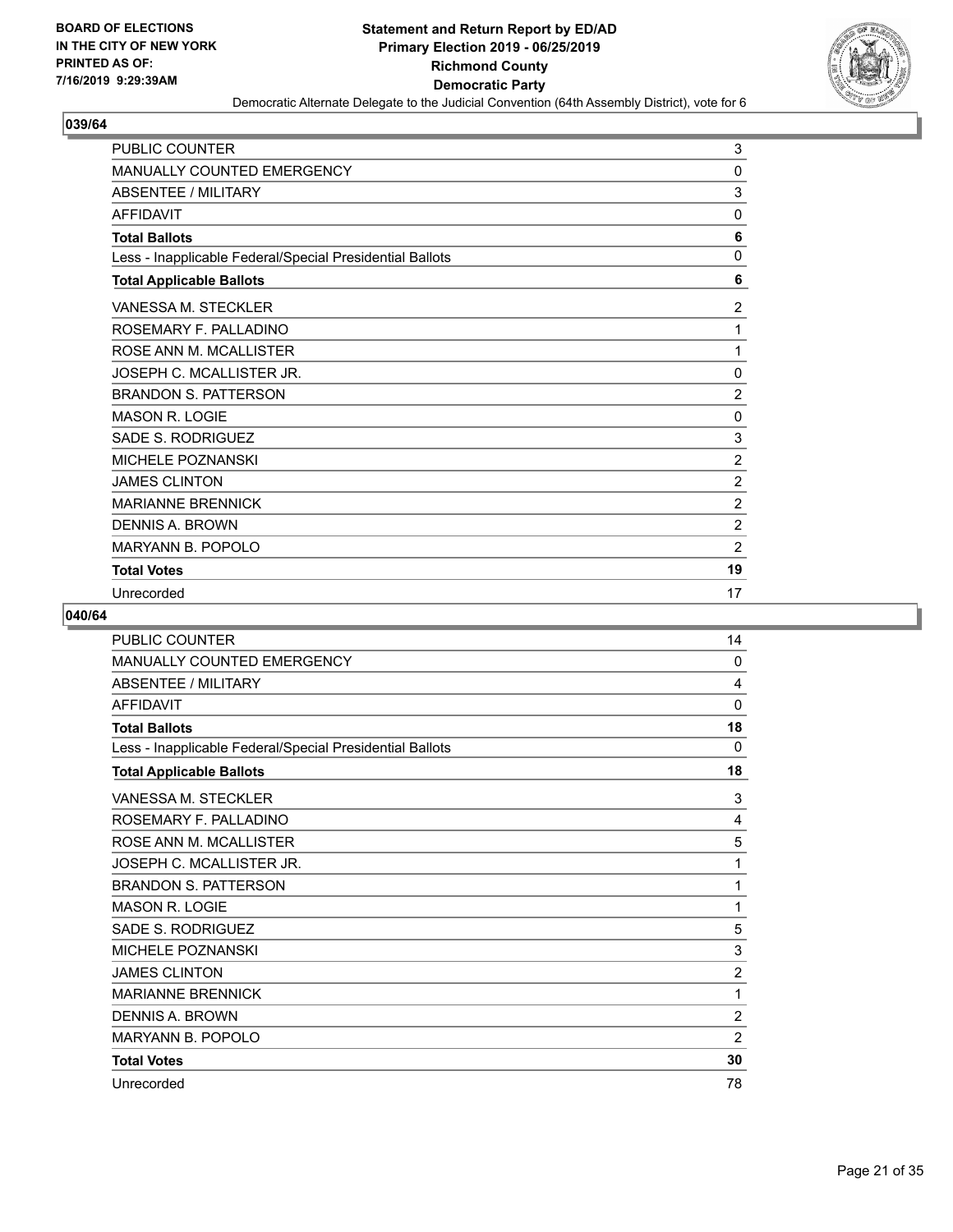# Statement and Return Report by ED/AD
## Primary Election 2019 - 06/25/2019
## Richmond County
## Democratic Party
### Democratic Alternate Delegate to the Judicial Convention (64th Assembly District), vote for 6

BOARD OF ELECTIONS IN THE CITY OF NEW YORK PRINTED AS OF: 7/16/2019 9:29:39AM

### 039/64

| | |
|---|---|
| PUBLIC COUNTER | 3 |
| MANUALLY COUNTED EMERGENCY | 0 |
| ABSENTEE / MILITARY | 3 |
| AFFIDAVIT | 0 |
| **Total Ballots** | **6** |
| Less - Inapplicable Federal/Special Presidential Ballots | 0 |
| **Total Applicable Ballots** | **6** |
| VANESSA M. STECKLER | 2 |
| ROSEMARY F. PALLADINO | 1 |
| ROSE ANN M. MCALLISTER | 1 |
| JOSEPH C. MCALLISTER JR. | 0 |
| BRANDON S. PATTERSON | 2 |
| MASON R. LOGIE | 0 |
| SADE S. RODRIGUEZ | 3 |
| MICHELE POZNANSKI | 2 |
| JAMES CLINTON | 2 |
| MARIANNE BRENNICK | 2 |
| DENNIS A. BROWN | 2 |
| MARYANN B. POPOLO | 2 |
| **Total Votes** | **19** |
| Unrecorded | 17 |

### 040/64

| | |
|---|---|
| PUBLIC COUNTER | 14 |
| MANUALLY COUNTED EMERGENCY | 0 |
| ABSENTEE / MILITARY | 4 |
| AFFIDAVIT | 0 |
| **Total Ballots** | **18** |
| Less - Inapplicable Federal/Special Presidential Ballots | 0 |
| **Total Applicable Ballots** | **18** |
| VANESSA M. STECKLER | 3 |
| ROSEMARY F. PALLADINO | 4 |
| ROSE ANN M. MCALLISTER | 5 |
| JOSEPH C. MCALLISTER JR. | 1 |
| BRANDON S. PATTERSON | 1 |
| MASON R. LOGIE | 1 |
| SADE S. RODRIGUEZ | 5 |
| MICHELE POZNANSKI | 3 |
| JAMES CLINTON | 2 |
| MARIANNE BRENNICK | 1 |
| DENNIS A. BROWN | 2 |
| MARYANN B. POPOLO | 2 |
| **Total Votes** | **30** |
| Unrecorded | 78 |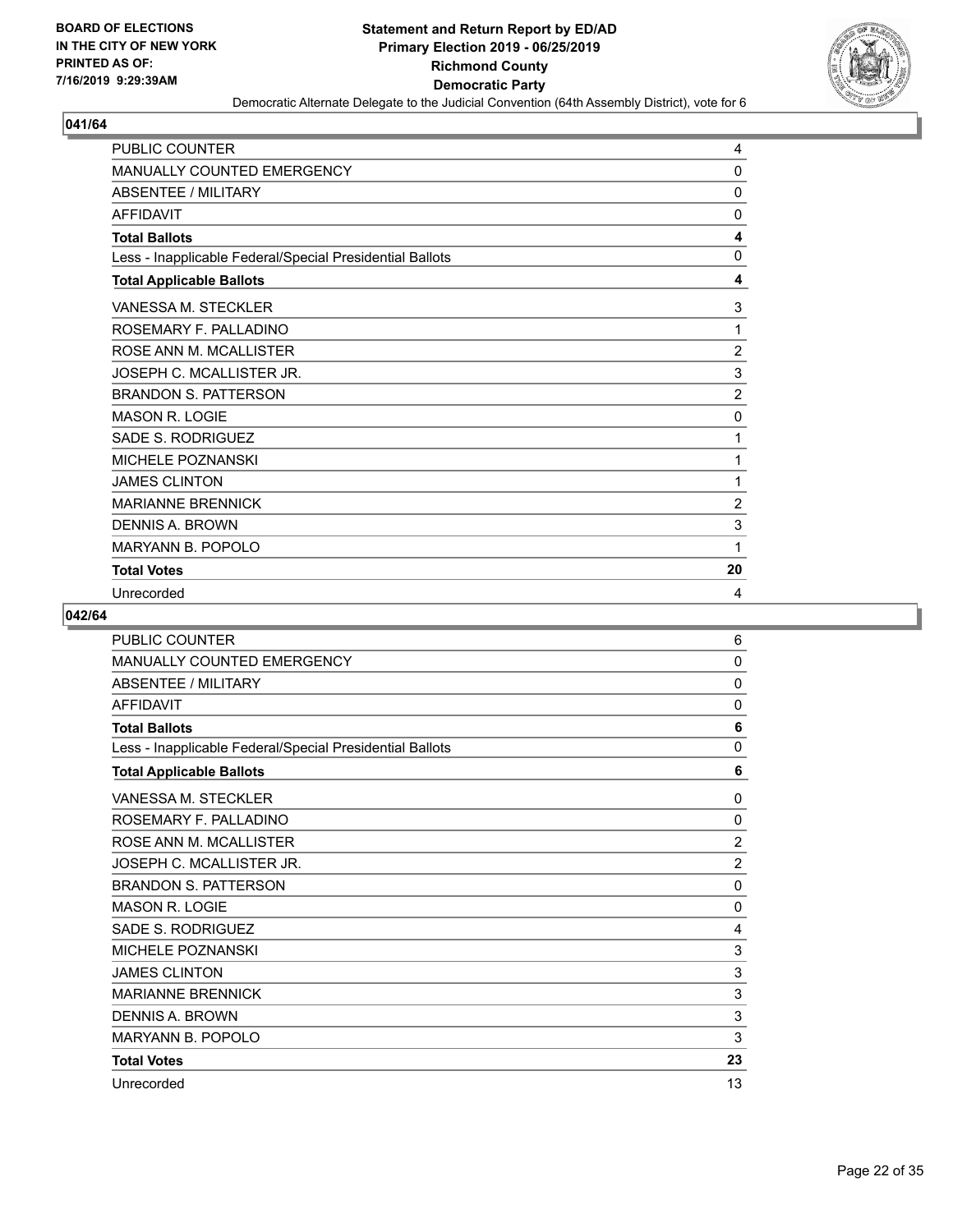BOARD OF ELECTIONS
IN THE CITY OF NEW YORK
PRINTED AS OF:
7/16/2019 9:29:39AM

**Statement and Return Report by ED/AD**
**Primary Election 2019 - 06/25/2019**
**Richmond County**
**Democratic Party**
Democratic Alternate Delegate to the Judicial Convention (64th Assembly District), vote for 6

## 041/64

| | |
|---|---|
| PUBLIC COUNTER | 4 |
| MANUALLY COUNTED EMERGENCY | 0 |
| ABSENTEE / MILITARY | 0 |
| AFFIDAVIT | 0 |
| **Total Ballots** | **4** |
| Less - Inapplicable Federal/Special Presidential Ballots | 0 |
| **Total Applicable Ballots** | **4** |
| VANESSA M. STECKLER | 3 |
| ROSEMARY F. PALLADINO | 1 |
| ROSE ANN M. MCALLISTER | 2 |
| JOSEPH C. MCALLISTER JR. | 3 |
| BRANDON S. PATTERSON | 2 |
| MASON R. LOGIE | 0 |
| SADE S. RODRIGUEZ | 1 |
| MICHELE POZNANSKI | 1 |
| JAMES CLINTON | 1 |
| MARIANNE BRENNICK | 2 |
| DENNIS A. BROWN | 3 |
| MARYANN B. POPOLO | 1 |
| **Total Votes** | **20** |
| Unrecorded | 4 |

## 042/64

| | |
|---|---|
| PUBLIC COUNTER | 6 |
| MANUALLY COUNTED EMERGENCY | 0 |
| ABSENTEE / MILITARY | 0 |
| AFFIDAVIT | 0 |
| **Total Ballots** | **6** |
| Less - Inapplicable Federal/Special Presidential Ballots | 0 |
| **Total Applicable Ballots** | **6** |
| VANESSA M. STECKLER | 0 |
| ROSEMARY F. PALLADINO | 0 |
| ROSE ANN M. MCALLISTER | 2 |
| JOSEPH C. MCALLISTER JR. | 2 |
| BRANDON S. PATTERSON | 0 |
| MASON R. LOGIE | 0 |
| SADE S. RODRIGUEZ | 4 |
| MICHELE POZNANSKI | 3 |
| JAMES CLINTON | 3 |
| MARIANNE BRENNICK | 3 |
| DENNIS A. BROWN | 3 |
| MARYANN B. POPOLO | 3 |
| **Total Votes** | **23** |
| Unrecorded | 13 |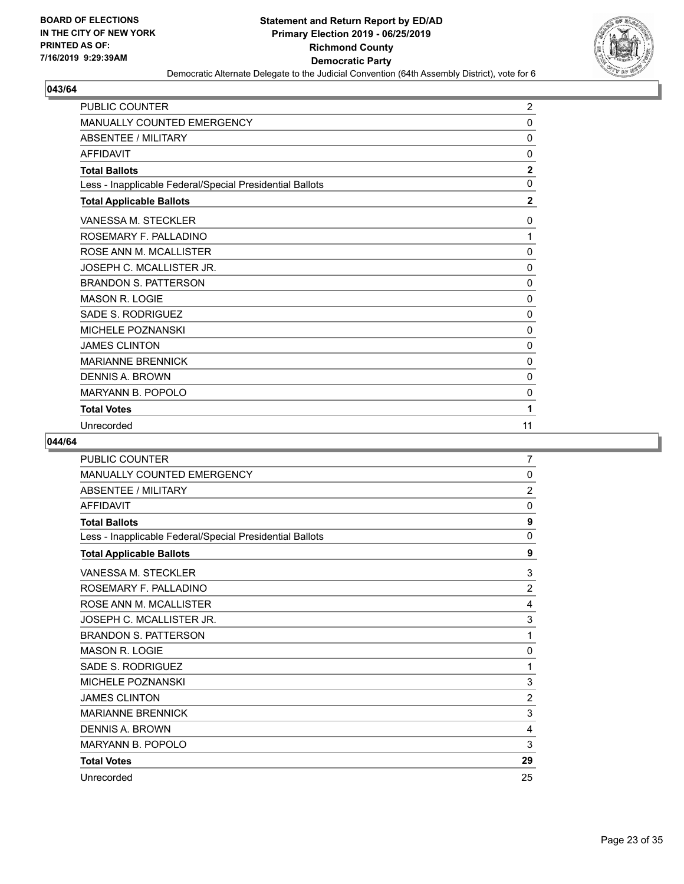BOARD OF ELECTIONS
IN THE CITY OF NEW YORK
PRINTED AS OF:
7/16/2019 9:29:39AM

**Statement and Return Report by ED/AD**
**Primary Election 2019 - 06/25/2019**
**Richmond County**
**Democratic Party**
Democratic Alternate Delegate to the Judicial Convention (64th Assembly District), vote for 6

## 043/64

| | |
|---|---|
| PUBLIC COUNTER | 2 |
| MANUALLY COUNTED EMERGENCY | 0 |
| ABSENTEE / MILITARY | 0 |
| AFFIDAVIT | 0 |
| **Total Ballots** | **2** |
| Less - Inapplicable Federal/Special Presidential Ballots | 0 |
| **Total Applicable Ballots** | **2** |
| VANESSA M. STECKLER | 0 |
| ROSEMARY F. PALLADINO | 1 |
| ROSE ANN M. MCALLISTER | 0 |
| JOSEPH C. MCALLISTER JR. | 0 |
| BRANDON S. PATTERSON | 0 |
| MASON R. LOGIE | 0 |
| SADE S. RODRIGUEZ | 0 |
| MICHELE POZNANSKI | 0 |
| JAMES CLINTON | 0 |
| MARIANNE BRENNICK | 0 |
| DENNIS A. BROWN | 0 |
| MARYANN B. POPOLO | 0 |
| **Total Votes** | **1** |
| Unrecorded | 11 |

## 044/64

| | |
|---|---|
| PUBLIC COUNTER | 7 |
| MANUALLY COUNTED EMERGENCY | 0 |
| ABSENTEE / MILITARY | 2 |
| AFFIDAVIT | 0 |
| **Total Ballots** | **9** |
| Less - Inapplicable Federal/Special Presidential Ballots | 0 |
| **Total Applicable Ballots** | **9** |
| VANESSA M. STECKLER | 3 |
| ROSEMARY F. PALLADINO | 2 |
| ROSE ANN M. MCALLISTER | 4 |
| JOSEPH C. MCALLISTER JR. | 3 |
| BRANDON S. PATTERSON | 1 |
| MASON R. LOGIE | 0 |
| SADE S. RODRIGUEZ | 1 |
| MICHELE POZNANSKI | 3 |
| JAMES CLINTON | 2 |
| MARIANNE BRENNICK | 3 |
| DENNIS A. BROWN | 4 |
| MARYANN B. POPOLO | 3 |
| **Total Votes** | **29** |
| Unrecorded | 25 |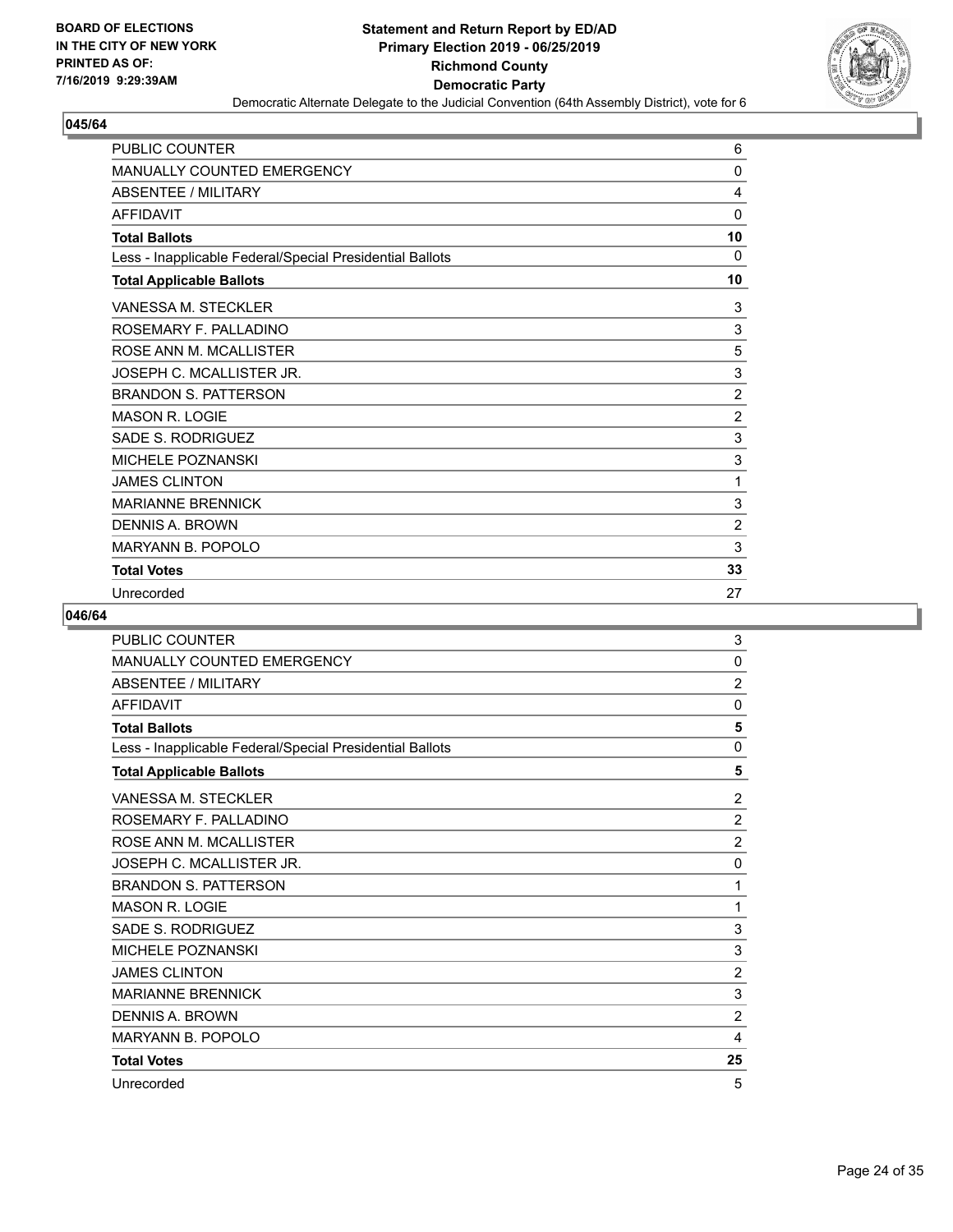BOARD OF ELECTIONS
IN THE CITY OF NEW YORK
PRINTED AS OF:
7/16/2019 9:29:39AM

**Statement and Return Report by ED/AD**
**Primary Election 2019 - 06/25/2019**
**Richmond County**
**Democratic Party**
Democratic Alternate Delegate to the Judicial Convention (64th Assembly District), vote for 6

## 045/64

| | |
|---|---|
| PUBLIC COUNTER | 6 |
| MANUALLY COUNTED EMERGENCY | 0 |
| ABSENTEE / MILITARY | 4 |
| AFFIDAVIT | 0 |
| **Total Ballots** | **10** |
| Less - Inapplicable Federal/Special Presidential Ballots | 0 |
| **Total Applicable Ballots** | **10** |
| VANESSA M. STECKLER | 3 |
| ROSEMARY F. PALLADINO | 3 |
| ROSE ANN M. MCALLISTER | 5 |
| JOSEPH C. MCALLISTER JR. | 3 |
| BRANDON S. PATTERSON | 2 |
| MASON R. LOGIE | 2 |
| SADE S. RODRIGUEZ | 3 |
| MICHELE POZNANSKI | 3 |
| JAMES CLINTON | 1 |
| MARIANNE BRENNICK | 3 |
| DENNIS A. BROWN | 2 |
| MARYANN B. POPOLO | 3 |
| **Total Votes** | **33** |
| Unrecorded | 27 |

## 046/64

| | |
|---|---|
| PUBLIC COUNTER | 3 |
| MANUALLY COUNTED EMERGENCY | 0 |
| ABSENTEE / MILITARY | 2 |
| AFFIDAVIT | 0 |
| **Total Ballots** | **5** |
| Less - Inapplicable Federal/Special Presidential Ballots | 0 |
| **Total Applicable Ballots** | **5** |
| VANESSA M. STECKLER | 2 |
| ROSEMARY F. PALLADINO | 2 |
| ROSE ANN M. MCALLISTER | 2 |
| JOSEPH C. MCALLISTER JR. | 0 |
| BRANDON S. PATTERSON | 1 |
| MASON R. LOGIE | 1 |
| SADE S. RODRIGUEZ | 3 |
| MICHELE POZNANSKI | 3 |
| JAMES CLINTON | 2 |
| MARIANNE BRENNICK | 3 |
| DENNIS A. BROWN | 2 |
| MARYANN B. POPOLO | 4 |
| **Total Votes** | **25** |
| Unrecorded | 5 |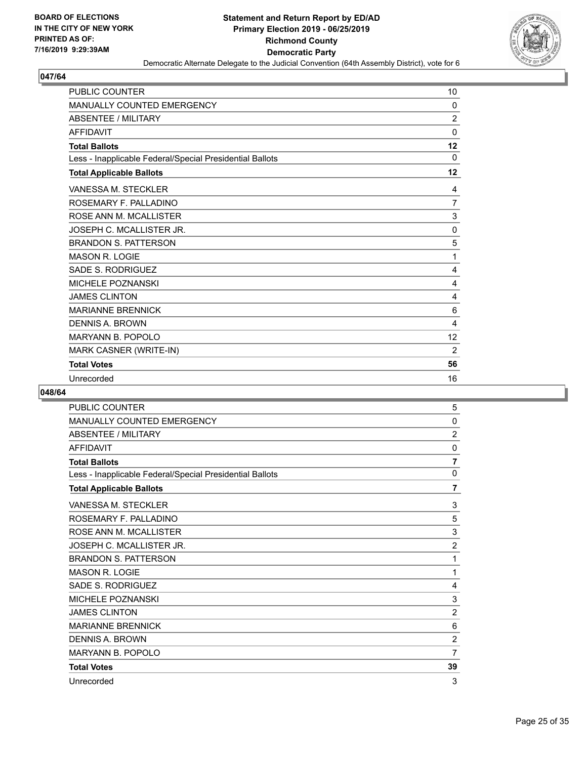## 047/64

| | |
|---|---|
| PUBLIC COUNTER | 10 |
| MANUALLY COUNTED EMERGENCY | 0 |
| ABSENTEE / MILITARY | 2 |
| AFFIDAVIT | 0 |
| **Total Ballots** | **12** |
| Less - Inapplicable Federal/Special Presidential Ballots | 0 |
| **Total Applicable Ballots** | **12** |
| VANESSA M. STECKLER | 4 |
| ROSEMARY F. PALLADINO | 7 |
| ROSE ANN M. MCALLISTER | 3 |
| JOSEPH C. MCALLISTER JR. | 0 |
| BRANDON S. PATTERSON | 5 |
| MASON R. LOGIE | 1 |
| SADE S. RODRIGUEZ | 4 |
| MICHELE POZNANSKI | 4 |
| JAMES CLINTON | 4 |
| MARIANNE BRENNICK | 6 |
| DENNIS A. BROWN | 4 |
| MARYANN B. POPOLO | 12 |
| MARK CASNER (WRITE-IN) | 2 |
| **Total Votes** | **56** |
| Unrecorded | 16 |

## 048/64

| | |
|---|---|
| PUBLIC COUNTER | 5 |
| MANUALLY COUNTED EMERGENCY | 0 |
| ABSENTEE / MILITARY | 2 |
| AFFIDAVIT | 0 |
| **Total Ballots** | **7** |
| Less - Inapplicable Federal/Special Presidential Ballots | 0 |
| **Total Applicable Ballots** | **7** |
| VANESSA M. STECKLER | 3 |
| ROSEMARY F. PALLADINO | 5 |
| ROSE ANN M. MCALLISTER | 3 |
| JOSEPH C. MCALLISTER JR. | 2 |
| BRANDON S. PATTERSON | 1 |
| MASON R. LOGIE | 1 |
| SADE S. RODRIGUEZ | 4 |
| MICHELE POZNANSKI | 3 |
| JAMES CLINTON | 2 |
| MARIANNE BRENNICK | 6 |
| DENNIS A. BROWN | 2 |
| MARYANN B. POPOLO | 7 |
| **Total Votes** | **39** |
| Unrecorded | 3 |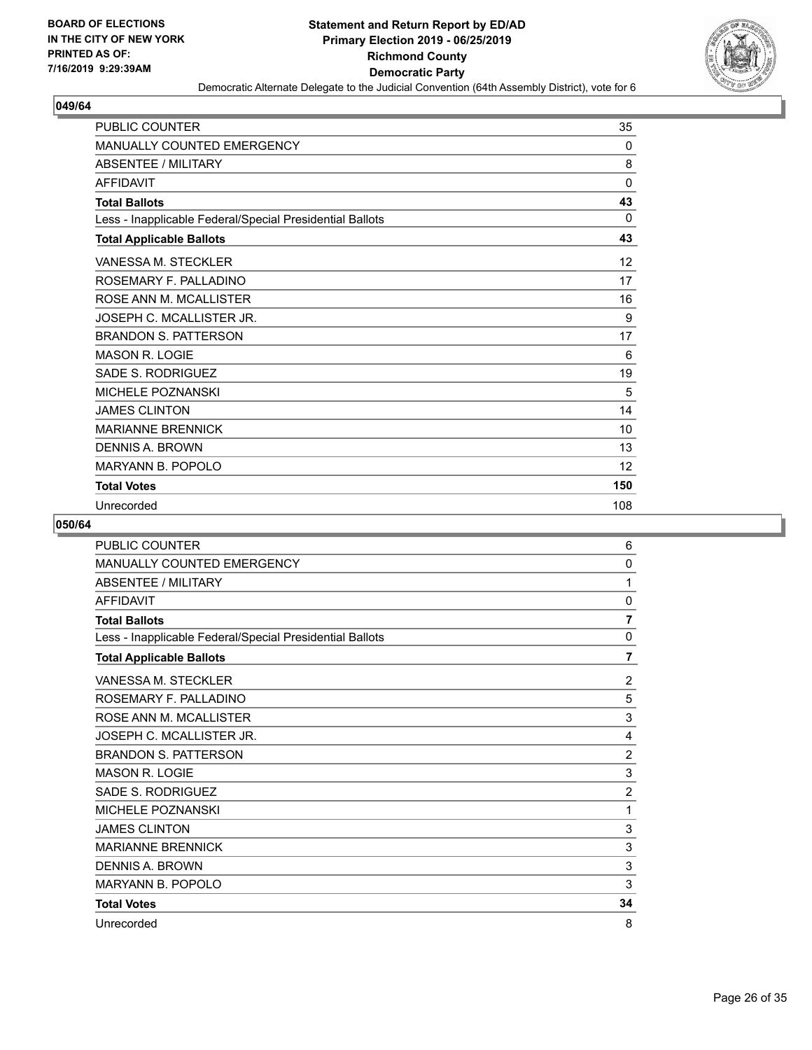**BOARD OF ELECTIONS IN THE CITY OF NEW YORK PRINTED AS OF: 7/16/2019 9:29:39AM**

**Statement and Return Report by ED/AD Primary Election 2019 - 06/25/2019 Richmond County Democratic Party**

Democratic Alternate Delegate to the Judicial Convention (64th Assembly District), vote for 6

## 049/64

| | |
|---|---|
| PUBLIC COUNTER | 35 |
| MANUALLY COUNTED EMERGENCY | 0 |
| ABSENTEE / MILITARY | 8 |
| AFFIDAVIT | 0 |
| **Total Ballots** | **43** |
| Less - Inapplicable Federal/Special Presidential Ballots | 0 |
| **Total Applicable Ballots** | **43** |
| VANESSA M. STECKLER | 12 |
| ROSEMARY F. PALLADINO | 17 |
| ROSE ANN M. MCALLISTER | 16 |
| JOSEPH C. MCALLISTER JR. | 9 |
| BRANDON S. PATTERSON | 17 |
| MASON R. LOGIE | 6 |
| SADE S. RODRIGUEZ | 19 |
| MICHELE POZNANSKI | 5 |
| JAMES CLINTON | 14 |
| MARIANNE BRENNICK | 10 |
| DENNIS A. BROWN | 13 |
| MARYANN B. POPOLO | 12 |
| **Total Votes** | **150** |
| Unrecorded | 108 |

## 050/64

| | |
|---|---|
| PUBLIC COUNTER | 6 |
| MANUALLY COUNTED EMERGENCY | 0 |
| ABSENTEE / MILITARY | 1 |
| AFFIDAVIT | 0 |
| **Total Ballots** | **7** |
| Less - Inapplicable Federal/Special Presidential Ballots | 0 |
| **Total Applicable Ballots** | **7** |
| VANESSA M. STECKLER | 2 |
| ROSEMARY F. PALLADINO | 5 |
| ROSE ANN M. MCALLISTER | 3 |
| JOSEPH C. MCALLISTER JR. | 4 |
| BRANDON S. PATTERSON | 2 |
| MASON R. LOGIE | 3 |
| SADE S. RODRIGUEZ | 2 |
| MICHELE POZNANSKI | 1 |
| JAMES CLINTON | 3 |
| MARIANNE BRENNICK | 3 |
| DENNIS A. BROWN | 3 |
| MARYANN B. POPOLO | 3 |
| **Total Votes** | **34** |
| Unrecorded | 8 |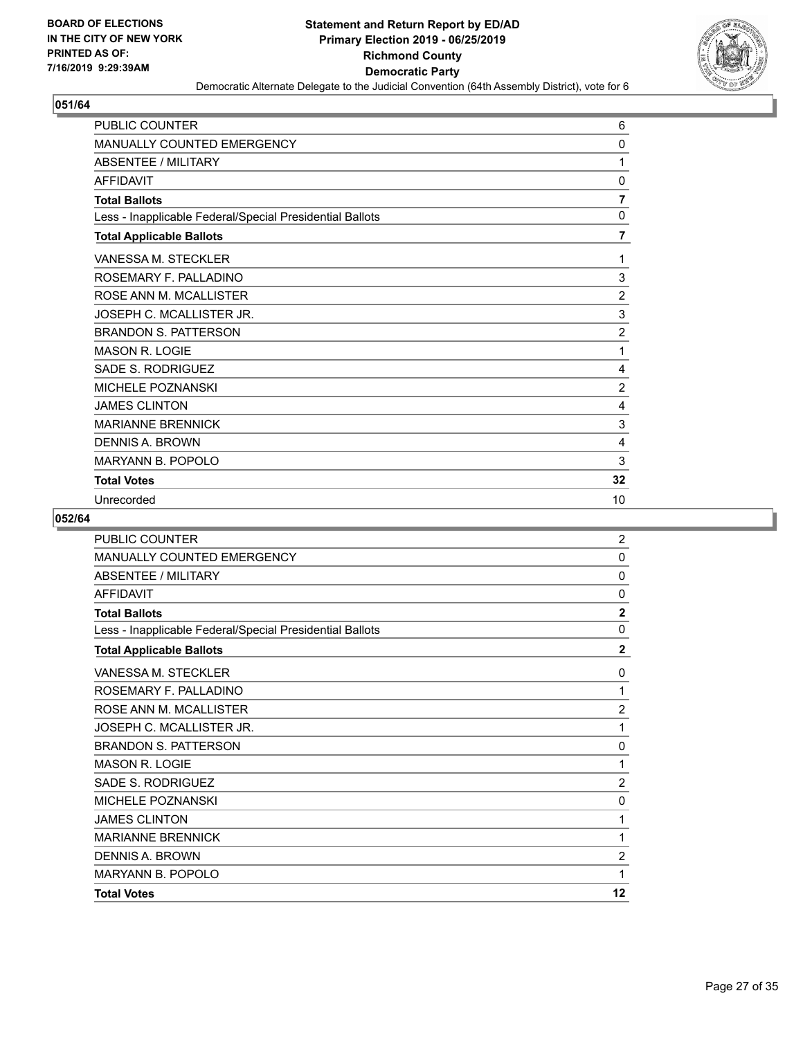BOARD OF ELECTIONS
IN THE CITY OF NEW YORK
PRINTED AS OF:
7/16/2019 9:29:39AM

**Statement and Return Report by ED/AD**
**Primary Election 2019 - 06/25/2019**
**Richmond County**
**Democratic Party**
Democratic Alternate Delegate to the Judicial Convention (64th Assembly District), vote for 6

## 051/64

| | |
|---|---|
| PUBLIC COUNTER | 6 |
| MANUALLY COUNTED EMERGENCY | 0 |
| ABSENTEE / MILITARY | 1 |
| AFFIDAVIT | 0 |
| **Total Ballots** | **7** |
| Less - Inapplicable Federal/Special Presidential Ballots | 0 |
| **Total Applicable Ballots** | **7** |
| VANESSA M. STECKLER | 1 |
| ROSEMARY F. PALLADINO | 3 |
| ROSE ANN M. MCALLISTER | 2 |
| JOSEPH C. MCALLISTER JR. | 3 |
| BRANDON S. PATTERSON | 2 |
| MASON R. LOGIE | 1 |
| SADE S. RODRIGUEZ | 4 |
| MICHELE POZNANSKI | 2 |
| JAMES CLINTON | 4 |
| MARIANNE BRENNICK | 3 |
| DENNIS A. BROWN | 4 |
| MARYANN B. POPOLO | 3 |
| **Total Votes** | **32** |
| Unrecorded | 10 |

## 052/64

| | |
|---|---|
| PUBLIC COUNTER | 2 |
| MANUALLY COUNTED EMERGENCY | 0 |
| ABSENTEE / MILITARY | 0 |
| AFFIDAVIT | 0 |
| **Total Ballots** | **2** |
| Less - Inapplicable Federal/Special Presidential Ballots | 0 |
| **Total Applicable Ballots** | **2** |
| VANESSA M. STECKLER | 0 |
| ROSEMARY F. PALLADINO | 1 |
| ROSE ANN M. MCALLISTER | 2 |
| JOSEPH C. MCALLISTER JR. | 1 |
| BRANDON S. PATTERSON | 0 |
| MASON R. LOGIE | 1 |
| SADE S. RODRIGUEZ | 2 |
| MICHELE POZNANSKI | 0 |
| JAMES CLINTON | 1 |
| MARIANNE BRENNICK | 1 |
| DENNIS A. BROWN | 2 |
| MARYANN B. POPOLO | 1 |
| **Total Votes** | **12** |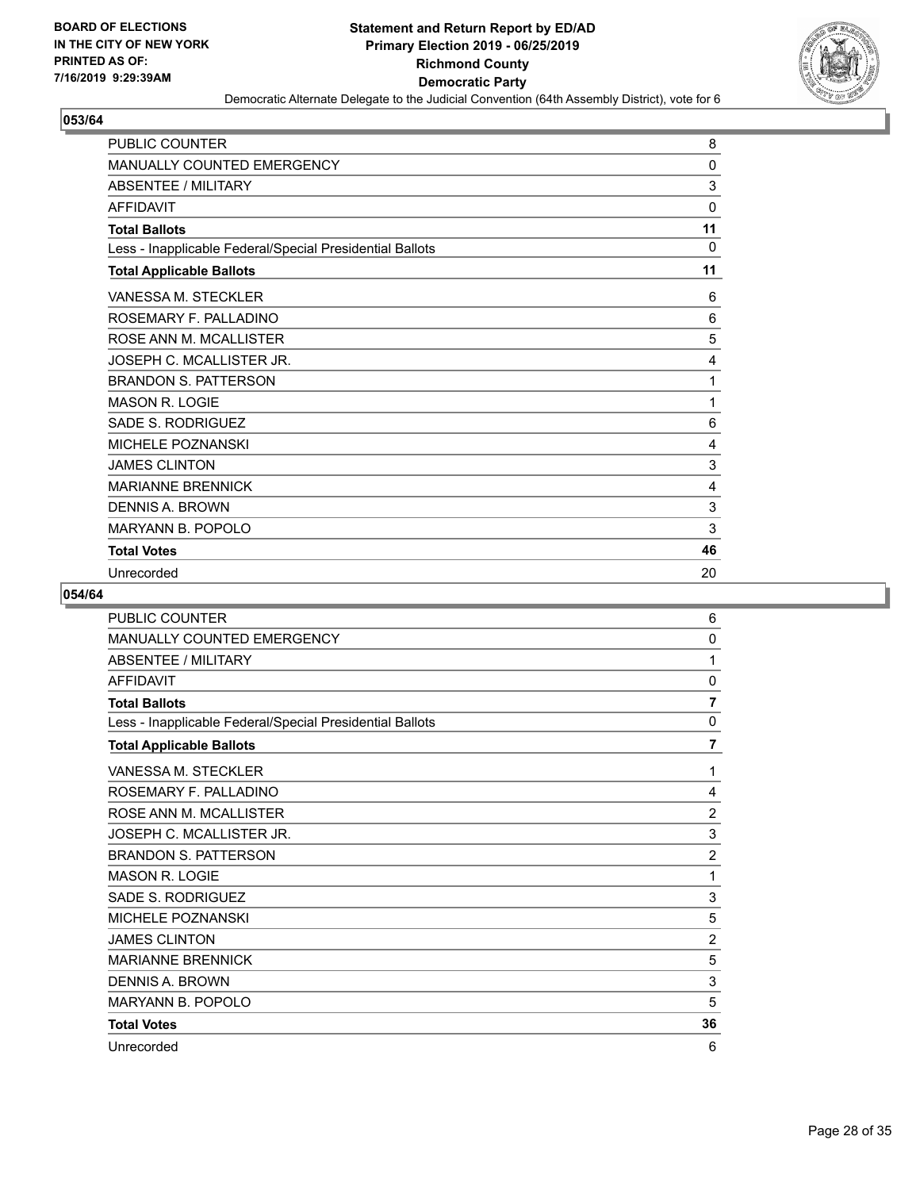**BOARD OF ELECTIONS IN THE CITY OF NEW YORK PRINTED AS OF: 7/16/2019 9:29:39AM**

**Statement and Return Report by ED/AD Primary Election 2019 - 06/25/2019 Richmond County Democratic Party**

Democratic Alternate Delegate to the Judicial Convention (64th Assembly District), vote for 6

## 053/64

| | |
|---|---|
| PUBLIC COUNTER | 8 |
| MANUALLY COUNTED EMERGENCY | 0 |
| ABSENTEE / MILITARY | 3 |
| AFFIDAVIT | 0 |
| **Total Ballots** | **11** |
| Less - Inapplicable Federal/Special Presidential Ballots | 0 |
| **Total Applicable Ballots** | **11** |
| VANESSA M. STECKLER | 6 |
| ROSEMARY F. PALLADINO | 6 |
| ROSE ANN M. MCALLISTER | 5 |
| JOSEPH C. MCALLISTER JR. | 4 |
| BRANDON S. PATTERSON | 1 |
| MASON R. LOGIE | 1 |
| SADE S. RODRIGUEZ | 6 |
| MICHELE POZNANSKI | 4 |
| JAMES CLINTON | 3 |
| MARIANNE BRENNICK | 4 |
| DENNIS A. BROWN | 3 |
| MARYANN B. POPOLO | 3 |
| **Total Votes** | **46** |
| Unrecorded | 20 |

## 054/64

| | |
|---|---|
| PUBLIC COUNTER | 6 |
| MANUALLY COUNTED EMERGENCY | 0 |
| ABSENTEE / MILITARY | 1 |
| AFFIDAVIT | 0 |
| **Total Ballots** | **7** |
| Less - Inapplicable Federal/Special Presidential Ballots | 0 |
| **Total Applicable Ballots** | **7** |
| VANESSA M. STECKLER | 1 |
| ROSEMARY F. PALLADINO | 4 |
| ROSE ANN M. MCALLISTER | 2 |
| JOSEPH C. MCALLISTER JR. | 3 |
| BRANDON S. PATTERSON | 2 |
| MASON R. LOGIE | 1 |
| SADE S. RODRIGUEZ | 3 |
| MICHELE POZNANSKI | 5 |
| JAMES CLINTON | 2 |
| MARIANNE BRENNICK | 5 |
| DENNIS A. BROWN | 3 |
| MARYANN B. POPOLO | 5 |
| **Total Votes** | **36** |
| Unrecorded | 6 |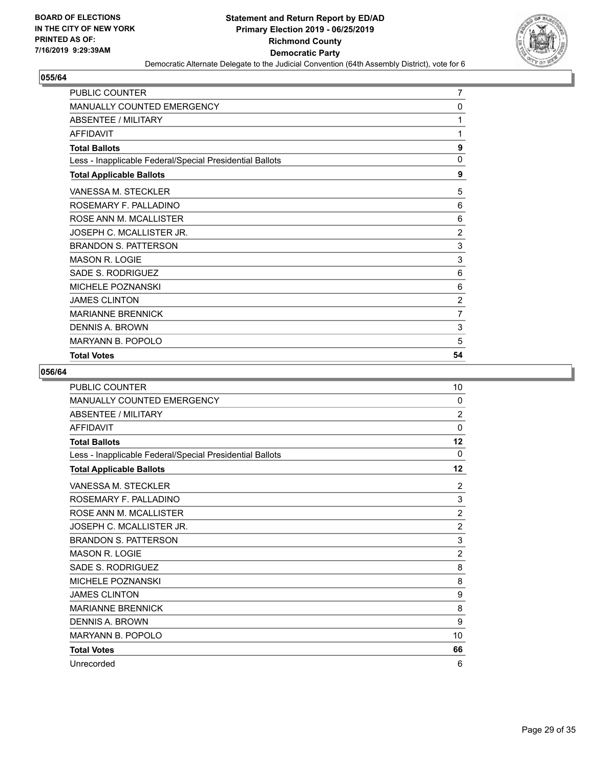**Statement and Return Report by ED/AD**
**Primary Election 2019 - 06/25/2019**
**Richmond County**
**Democratic Party**
Democratic Alternate Delegate to the Judicial Convention (64th Assembly District), vote for 6

BOARD OF ELECTIONS
IN THE CITY OF NEW YORK
PRINTED AS OF:
7/16/2019 9:29:39AM

### 055/64

| | |
|---|---|
| PUBLIC COUNTER | 7 |
| MANUALLY COUNTED EMERGENCY | 0 |
| ABSENTEE / MILITARY | 1 |
| AFFIDAVIT | 1 |
| **Total Ballots** | **9** |
| Less - Inapplicable Federal/Special Presidential Ballots | 0 |
| **Total Applicable Ballots** | **9** |
| VANESSA M. STECKLER | 5 |
| ROSEMARY F. PALLADINO | 6 |
| ROSE ANN M. MCALLISTER | 6 |
| JOSEPH C. MCALLISTER JR. | 2 |
| BRANDON S. PATTERSON | 3 |
| MASON R. LOGIE | 3 |
| SADE S. RODRIGUEZ | 6 |
| MICHELE POZNANSKI | 6 |
| JAMES CLINTON | 2 |
| MARIANNE BRENNICK | 7 |
| DENNIS A. BROWN | 3 |
| MARYANN B. POPOLO | 5 |
| **Total Votes** | **54** |

### 056/64

| | |
|---|---|
| PUBLIC COUNTER | 10 |
| MANUALLY COUNTED EMERGENCY | 0 |
| ABSENTEE / MILITARY | 2 |
| AFFIDAVIT | 0 |
| **Total Ballots** | **12** |
| Less - Inapplicable Federal/Special Presidential Ballots | 0 |
| **Total Applicable Ballots** | **12** |
| VANESSA M. STECKLER | 2 |
| ROSEMARY F. PALLADINO | 3 |
| ROSE ANN M. MCALLISTER | 2 |
| JOSEPH C. MCALLISTER JR. | 2 |
| BRANDON S. PATTERSON | 3 |
| MASON R. LOGIE | 2 |
| SADE S. RODRIGUEZ | 8 |
| MICHELE POZNANSKI | 8 |
| JAMES CLINTON | 9 |
| MARIANNE BRENNICK | 8 |
| DENNIS A. BROWN | 9 |
| MARYANN B. POPOLO | 10 |
| **Total Votes** | **66** |
| Unrecorded | 6 |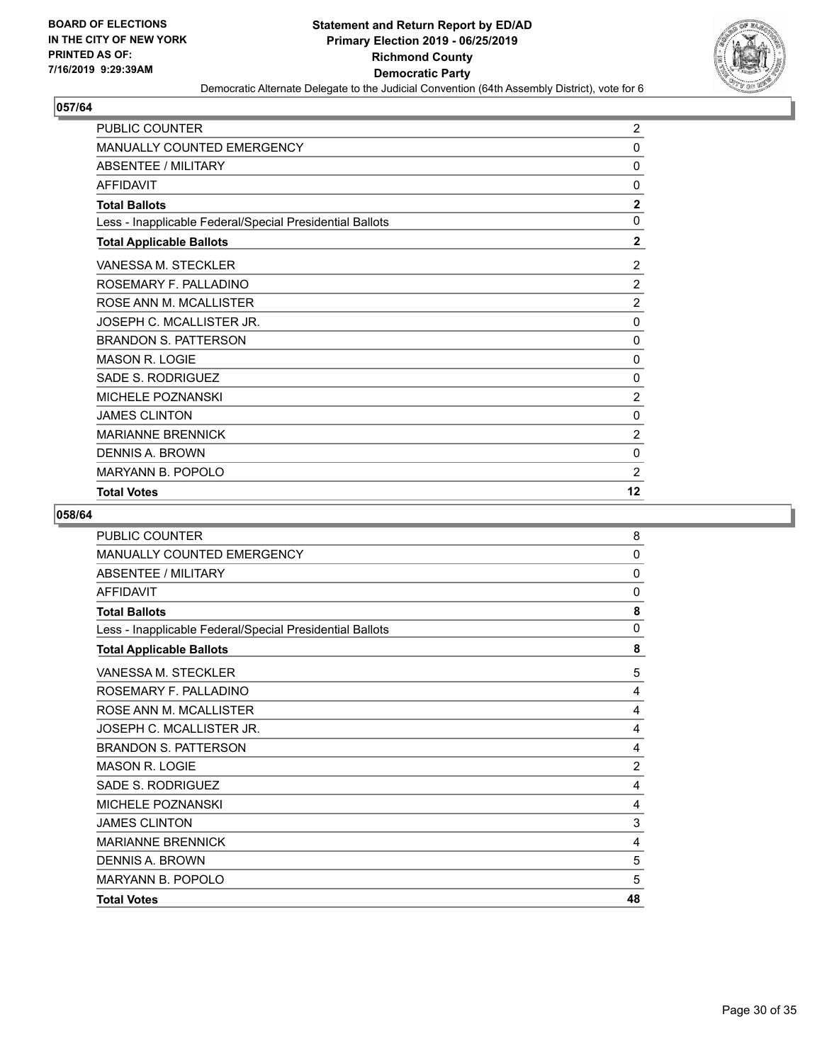BOARD OF ELECTIONS
IN THE CITY OF NEW YORK
PRINTED AS OF:
7/16/2019 9:29:39AM

**Statement and Return Report by ED/AD**
**Primary Election 2019 - 06/25/2019**
**Richmond County**
**Democratic Party**
Democratic Alternate Delegate to the Judicial Convention (64th Assembly District), vote for 6

## 057/64

| | |
|---|---|
| PUBLIC COUNTER | 2 |
| MANUALLY COUNTED EMERGENCY | 0 |
| ABSENTEE / MILITARY | 0 |
| AFFIDAVIT | 0 |
| **Total Ballots** | **2** |
| Less - Inapplicable Federal/Special Presidential Ballots | 0 |
| **Total Applicable Ballots** | **2** |
| VANESSA M. STECKLER | 2 |
| ROSEMARY F. PALLADINO | 2 |
| ROSE ANN M. MCALLISTER | 2 |
| JOSEPH C. MCALLISTER JR. | 0 |
| BRANDON S. PATTERSON | 0 |
| MASON R. LOGIE | 0 |
| SADE S. RODRIGUEZ | 0 |
| MICHELE POZNANSKI | 2 |
| JAMES CLINTON | 0 |
| MARIANNE BRENNICK | 2 |
| DENNIS A. BROWN | 0 |
| MARYANN B. POPOLO | 2 |
| **Total Votes** | **12** |

## 058/64

| | |
|---|---|
| PUBLIC COUNTER | 8 |
| MANUALLY COUNTED EMERGENCY | 0 |
| ABSENTEE / MILITARY | 0 |
| AFFIDAVIT | 0 |
| **Total Ballots** | **8** |
| Less - Inapplicable Federal/Special Presidential Ballots | 0 |
| **Total Applicable Ballots** | **8** |
| VANESSA M. STECKLER | 5 |
| ROSEMARY F. PALLADINO | 4 |
| ROSE ANN M. MCALLISTER | 4 |
| JOSEPH C. MCALLISTER JR. | 4 |
| BRANDON S. PATTERSON | 4 |
| MASON R. LOGIE | 2 |
| SADE S. RODRIGUEZ | 4 |
| MICHELE POZNANSKI | 4 |
| JAMES CLINTON | 3 |
| MARIANNE BRENNICK | 4 |
| DENNIS A. BROWN | 5 |
| MARYANN B. POPOLO | 5 |
| **Total Votes** | **48** |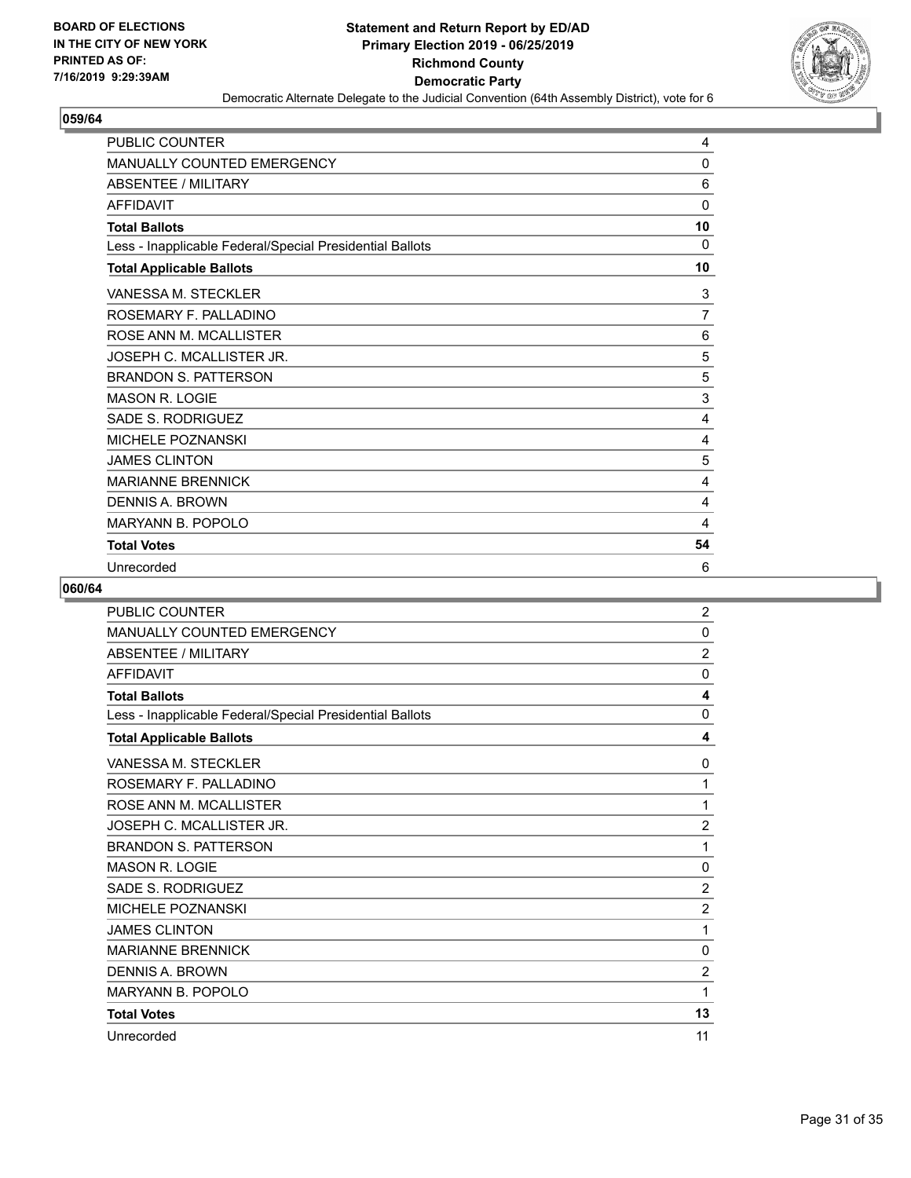**BOARD OF ELECTIONS IN THE CITY OF NEW YORK PRINTED AS OF: 7/16/2019 9:29:39AM**

# Statement and Return Report by ED/AD
## Primary Election 2019 - 06/25/2019
## Richmond County
## Democratic Party
### Democratic Alternate Delegate to the Judicial Convention (64th Assembly District), vote for 6

**059/64**

| | |
|---|---|
| PUBLIC COUNTER | 4 |
| MANUALLY COUNTED EMERGENCY | 0 |
| ABSENTEE / MILITARY | 6 |
| AFFIDAVIT | 0 |
| **Total Ballots** | **10** |
| Less - Inapplicable Federal/Special Presidential Ballots | 0 |
| **Total Applicable Ballots** | **10** |
| VANESSA M. STECKLER | 3 |
| ROSEMARY F. PALLADINO | 7 |
| ROSE ANN M. MCALLISTER | 6 |
| JOSEPH C. MCALLISTER JR. | 5 |
| BRANDON S. PATTERSON | 5 |
| MASON R. LOGIE | 3 |
| SADE S. RODRIGUEZ | 4 |
| MICHELE POZNANSKI | 4 |
| JAMES CLINTON | 5 |
| MARIANNE BRENNICK | 4 |
| DENNIS A. BROWN | 4 |
| MARYANN B. POPOLO | 4 |
| **Total Votes** | **54** |
| Unrecorded | 6 |

**060/64**

| | |
|---|---|
| PUBLIC COUNTER | 2 |
| MANUALLY COUNTED EMERGENCY | 0 |
| ABSENTEE / MILITARY | 2 |
| AFFIDAVIT | 0 |
| **Total Ballots** | **4** |
| Less - Inapplicable Federal/Special Presidential Ballots | 0 |
| **Total Applicable Ballots** | **4** |
| VANESSA M. STECKLER | 0 |
| ROSEMARY F. PALLADINO | 1 |
| ROSE ANN M. MCALLISTER | 1 |
| JOSEPH C. MCALLISTER JR. | 2 |
| BRANDON S. PATTERSON | 1 |
| MASON R. LOGIE | 0 |
| SADE S. RODRIGUEZ | 2 |
| MICHELE POZNANSKI | 2 |
| JAMES CLINTON | 1 |
| MARIANNE BRENNICK | 0 |
| DENNIS A. BROWN | 2 |
| MARYANN B. POPOLO | 1 |
| **Total Votes** | **13** |
| Unrecorded | 11 |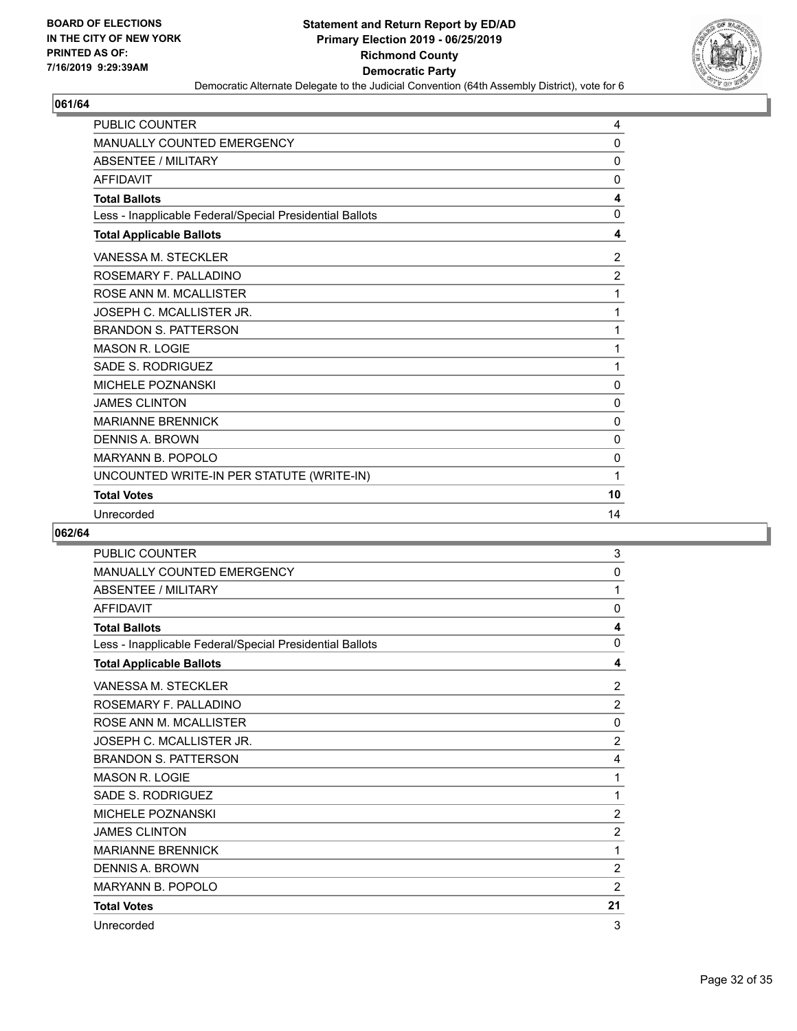**BOARD OF ELECTIONS IN THE CITY OF NEW YORK PRINTED AS OF: 7/16/2019 9:29:39AM**

**Statement and Return Report by ED/AD**
**Primary Election 2019 - 06/25/2019**
**Richmond County**
**Democratic Party**
Democratic Alternate Delegate to the Judicial Convention (64th Assembly District), vote for 6

### 061/64

| | |
|---|---|
| PUBLIC COUNTER | 4 |
| MANUALLY COUNTED EMERGENCY | 0 |
| ABSENTEE / MILITARY | 0 |
| AFFIDAVIT | 0 |
| **Total Ballots** | **4** |
| Less - Inapplicable Federal/Special Presidential Ballots | 0 |
| **Total Applicable Ballots** | **4** |
| VANESSA M. STECKLER | 2 |
| ROSEMARY F. PALLADINO | 2 |
| ROSE ANN M. MCALLISTER | 1 |
| JOSEPH C. MCALLISTER JR. | 1 |
| BRANDON S. PATTERSON | 1 |
| MASON R. LOGIE | 1 |
| SADE S. RODRIGUEZ | 1 |
| MICHELE POZNANSKI | 0 |
| JAMES CLINTON | 0 |
| MARIANNE BRENNICK | 0 |
| DENNIS A. BROWN | 0 |
| MARYANN B. POPOLO | 0 |
| UNCOUNTED WRITE-IN PER STATUTE (WRITE-IN) | 1 |
| **Total Votes** | **10** |
| Unrecorded | 14 |

### 062/64

| | |
|---|---|
| PUBLIC COUNTER | 3 |
| MANUALLY COUNTED EMERGENCY | 0 |
| ABSENTEE / MILITARY | 1 |
| AFFIDAVIT | 0 |
| **Total Ballots** | **4** |
| Less - Inapplicable Federal/Special Presidential Ballots | 0 |
| **Total Applicable Ballots** | **4** |
| VANESSA M. STECKLER | 2 |
| ROSEMARY F. PALLADINO | 2 |
| ROSE ANN M. MCALLISTER | 0 |
| JOSEPH C. MCALLISTER JR. | 2 |
| BRANDON S. PATTERSON | 4 |
| MASON R. LOGIE | 1 |
| SADE S. RODRIGUEZ | 1 |
| MICHELE POZNANSKI | 2 |
| JAMES CLINTON | 2 |
| MARIANNE BRENNICK | 1 |
| DENNIS A. BROWN | 2 |
| MARYANN B. POPOLO | 2 |
| **Total Votes** | **21** |
| Unrecorded | 3 |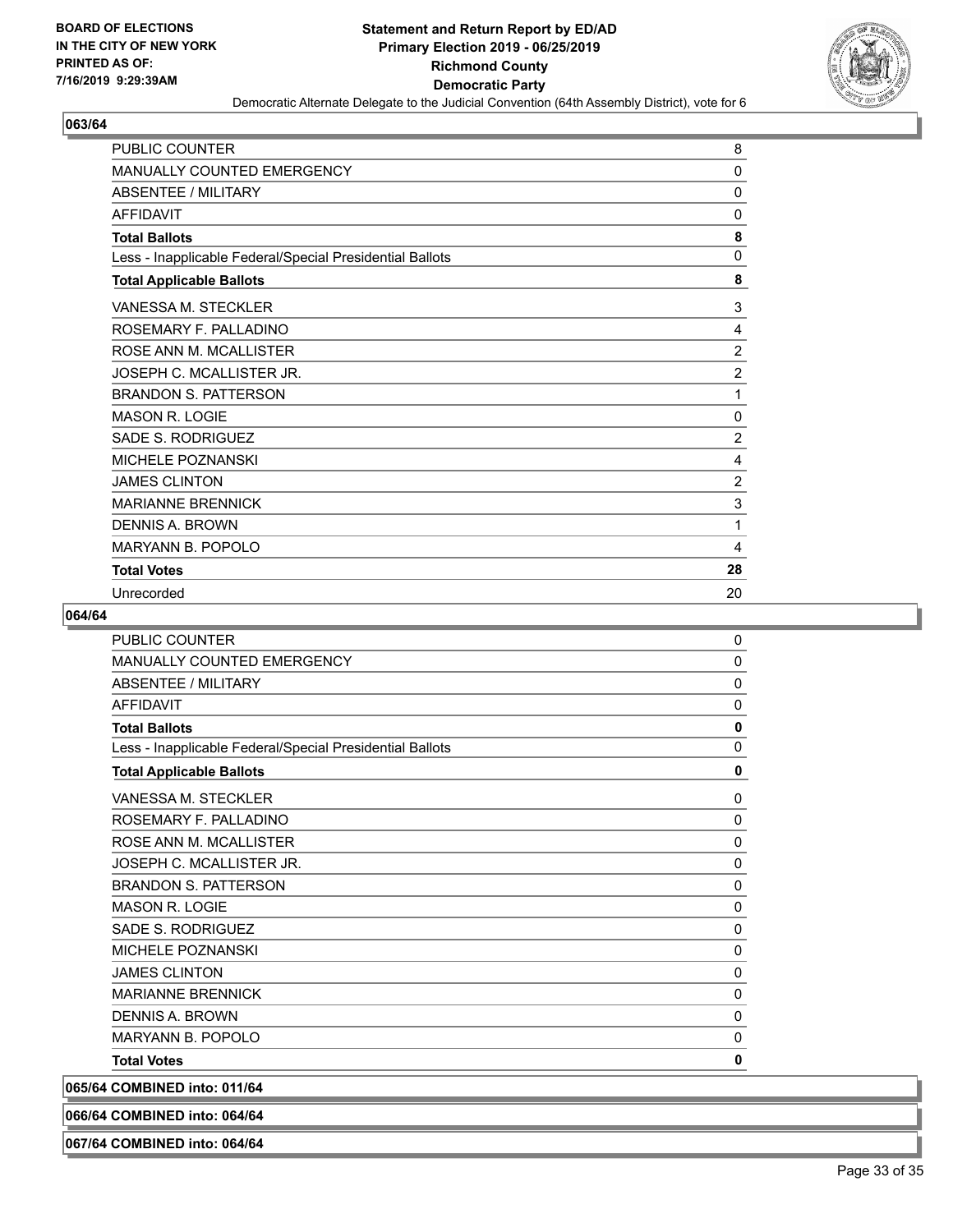**063/64**

| | |
|---|---|
| PUBLIC COUNTER | 8 |
| MANUALLY COUNTED EMERGENCY | 0 |
| ABSENTEE / MILITARY | 0 |
| AFFIDAVIT | 0 |
| **Total Ballots** | **8** |
| Less - Inapplicable Federal/Special Presidential Ballots | 0 |
| **Total Applicable Ballots** | **8** |
| VANESSA M. STECKLER | 3 |
| ROSEMARY F. PALLADINO | 4 |
| ROSE ANN M. MCALLISTER | 2 |
| JOSEPH C. MCALLISTER JR. | 2 |
| BRANDON S. PATTERSON | 1 |
| MASON R. LOGIE | 0 |
| SADE S. RODRIGUEZ | 2 |
| MICHELE POZNANSKI | 4 |
| JAMES CLINTON | 2 |
| MARIANNE BRENNICK | 3 |
| DENNIS A. BROWN | 1 |
| MARYANN B. POPOLO | 4 |
| **Total Votes** | **28** |
| Unrecorded | 20 |

**064/64**

| | |
|---|---|
| PUBLIC COUNTER | 0 |
| MANUALLY COUNTED EMERGENCY | 0 |
| ABSENTEE / MILITARY | 0 |
| AFFIDAVIT | 0 |
| **Total Ballots** | **0** |
| Less - Inapplicable Federal/Special Presidential Ballots | 0 |
| **Total Applicable Ballots** | **0** |
| VANESSA M. STECKLER | 0 |
| ROSEMARY F. PALLADINO | 0 |
| ROSE ANN M. MCALLISTER | 0 |
| JOSEPH C. MCALLISTER JR. | 0 |
| BRANDON S. PATTERSON | 0 |
| MASON R. LOGIE | 0 |
| SADE S. RODRIGUEZ | 0 |
| MICHELE POZNANSKI | 0 |
| JAMES CLINTON | 0 |
| MARIANNE BRENNICK | 0 |
| DENNIS A. BROWN | 0 |
| MARYANN B. POPOLO | 0 |
| **Total Votes** | **0** |

**065/64 COMBINED into: 011/64**

**066/64 COMBINED into: 064/64**

**067/64 COMBINED into: 064/64**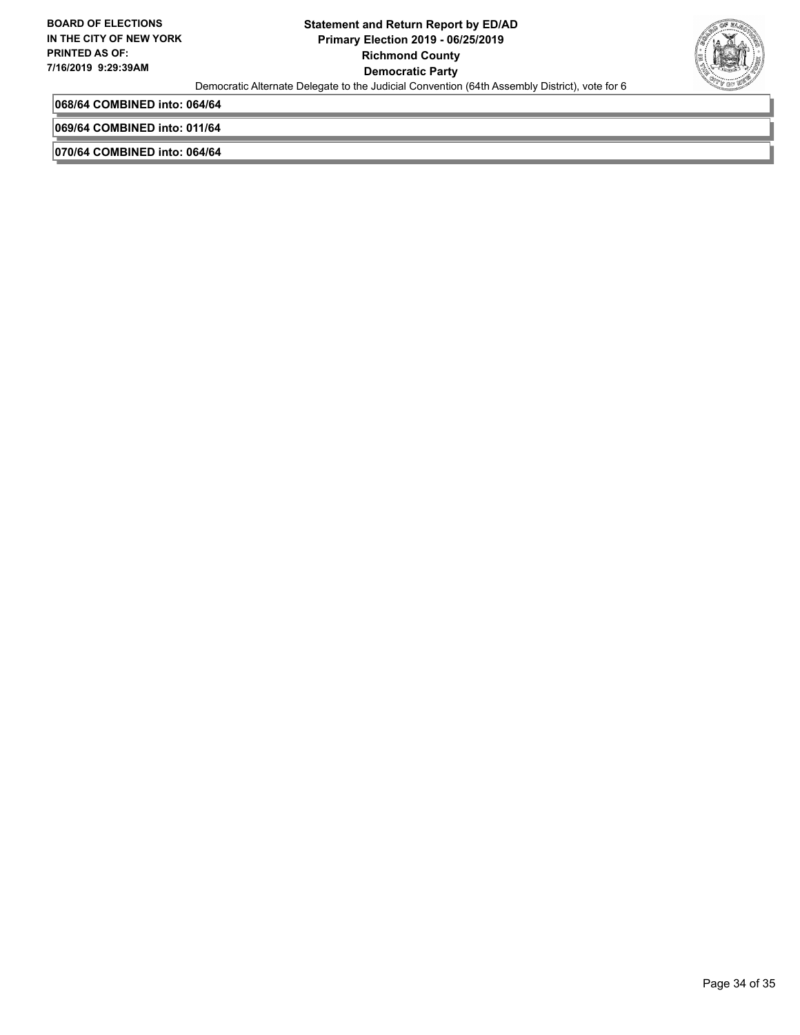**068/64 COMBINED into: 064/64**

**069/64 COMBINED into: 011/64**

**070/64 COMBINED into: 064/64**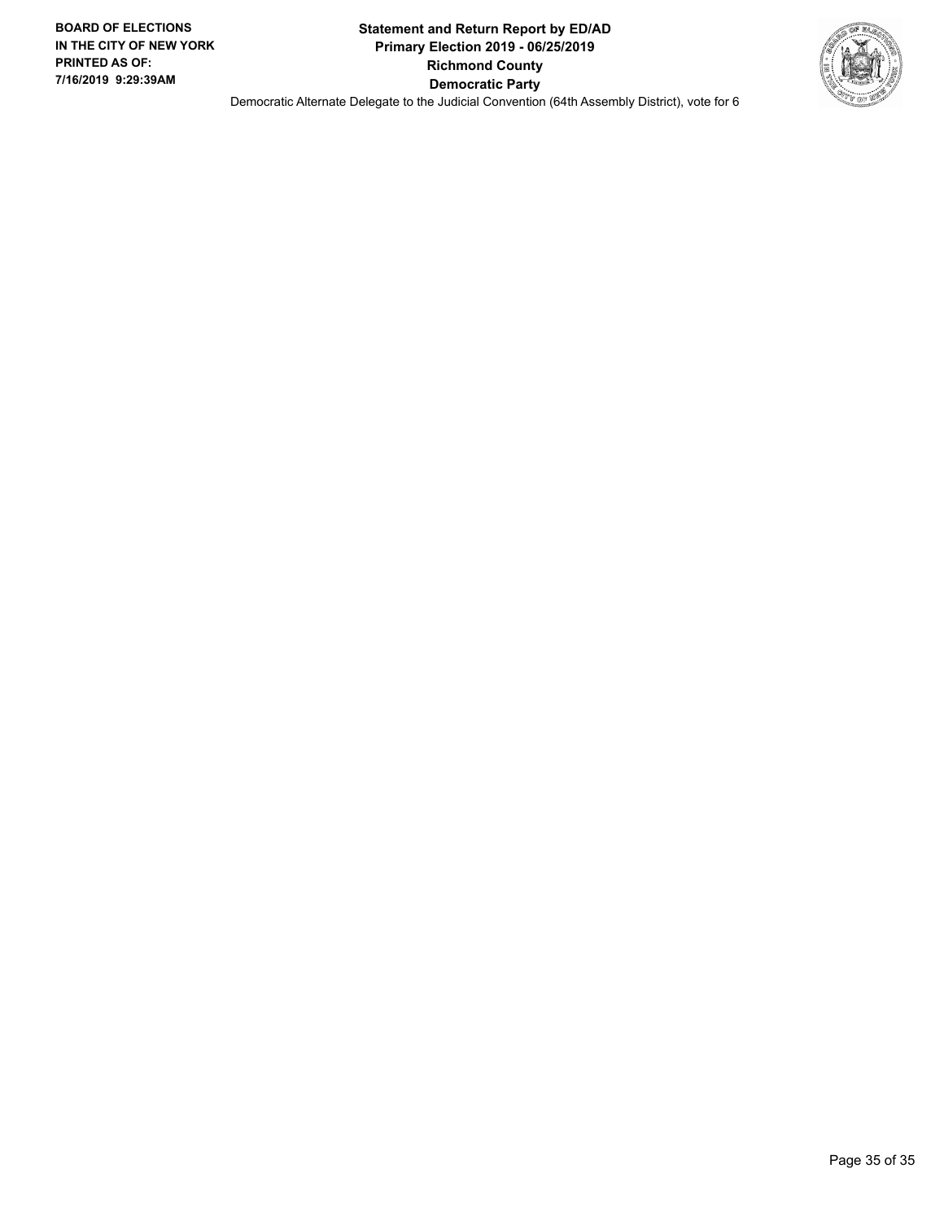Democratic Alternate Delegate to the Judicial Convention (64th Assembly District), vote for 6